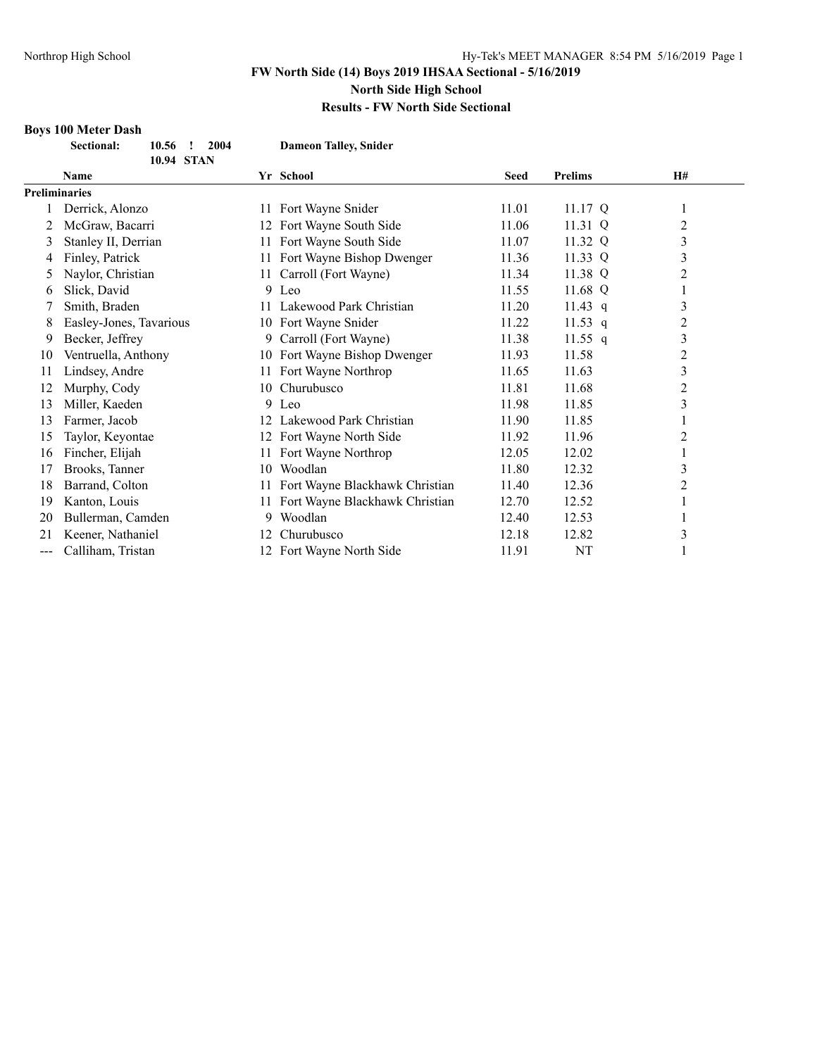# FW North Side (14) Boys 2019 IHSAA Sectional - 5/16/2019

## North Side High School

## Results - FW North Side Sectional

### Boys 100 Meter Dash

**Sectional:** **10.56 ! 2004** **Dameon Talley, Snider**
**10.94 STAN**

| | Name | Yr | School | Seed | Prelims | | H# |
|---|---|---|---|---|---|---|---|
| **Preliminaries** | | | | | | | |
| 1 | Derrick, Alonzo | 11 | Fort Wayne Snider | 11.01 | 11.17 | Q | 1 |
| 2 | McGraw, Bacarri | 12 | Fort Wayne South Side | 11.06 | 11.31 | Q | 2 |
| 3 | Stanley II, Derrian | 11 | Fort Wayne South Side | 11.07 | 11.32 | Q | 3 |
| 4 | Finley, Patrick | 11 | Fort Wayne Bishop Dwenger | 11.36 | 11.33 | Q | 3 |
| 5 | Naylor, Christian | 11 | Carroll (Fort Wayne) | 11.34 | 11.38 | Q | 2 |
| 6 | Slick, David | 9 | Leo | 11.55 | 11.68 | Q | 1 |
| 7 | Smith, Braden | 11 | Lakewood Park Christian | 11.20 | 11.43 | q | 3 |
| 8 | Easley-Jones, Tavarious | 10 | Fort Wayne Snider | 11.22 | 11.53 | q | 2 |
| 9 | Becker, Jeffrey | 9 | Carroll (Fort Wayne) | 11.38 | 11.55 | q | 3 |
| 10 | Ventruella, Anthony | 10 | Fort Wayne Bishop Dwenger | 11.93 | 11.58 | | 2 |
| 11 | Lindsey, Andre | 11 | Fort Wayne Northrop | 11.65 | 11.63 | | 3 |
| 12 | Murphy, Cody | 10 | Churubusco | 11.81 | 11.68 | | 2 |
| 13 | Miller, Kaeden | 9 | Leo | 11.98 | 11.85 | | 3 |
| 13 | Farmer, Jacob | 12 | Lakewood Park Christian | 11.90 | 11.85 | | 1 |
| 15 | Taylor, Keyontae | 12 | Fort Wayne North Side | 11.92 | 11.96 | | 2 |
| 16 | Fincher, Elijah | 11 | Fort Wayne Northrop | 12.05 | 12.02 | | 1 |
| 17 | Brooks, Tanner | 10 | Woodlan | 11.80 | 12.32 | | 3 |
| 18 | Barrand, Colton | 11 | Fort Wayne Blackhawk Christian | 11.40 | 12.36 | | 2 |
| 19 | Kanton, Louis | 11 | Fort Wayne Blackhawk Christian | 12.70 | 12.52 | | 1 |
| 20 | Bullerman, Camden | 9 | Woodlan | 12.40 | 12.53 | | 1 |
| 21 | Keener, Nathaniel | 12 | Churubusco | 12.18 | 12.82 | | 3 |
| --- | Calliham, Tristan | 12 | Fort Wayne North Side | 11.91 | NT | | 1 |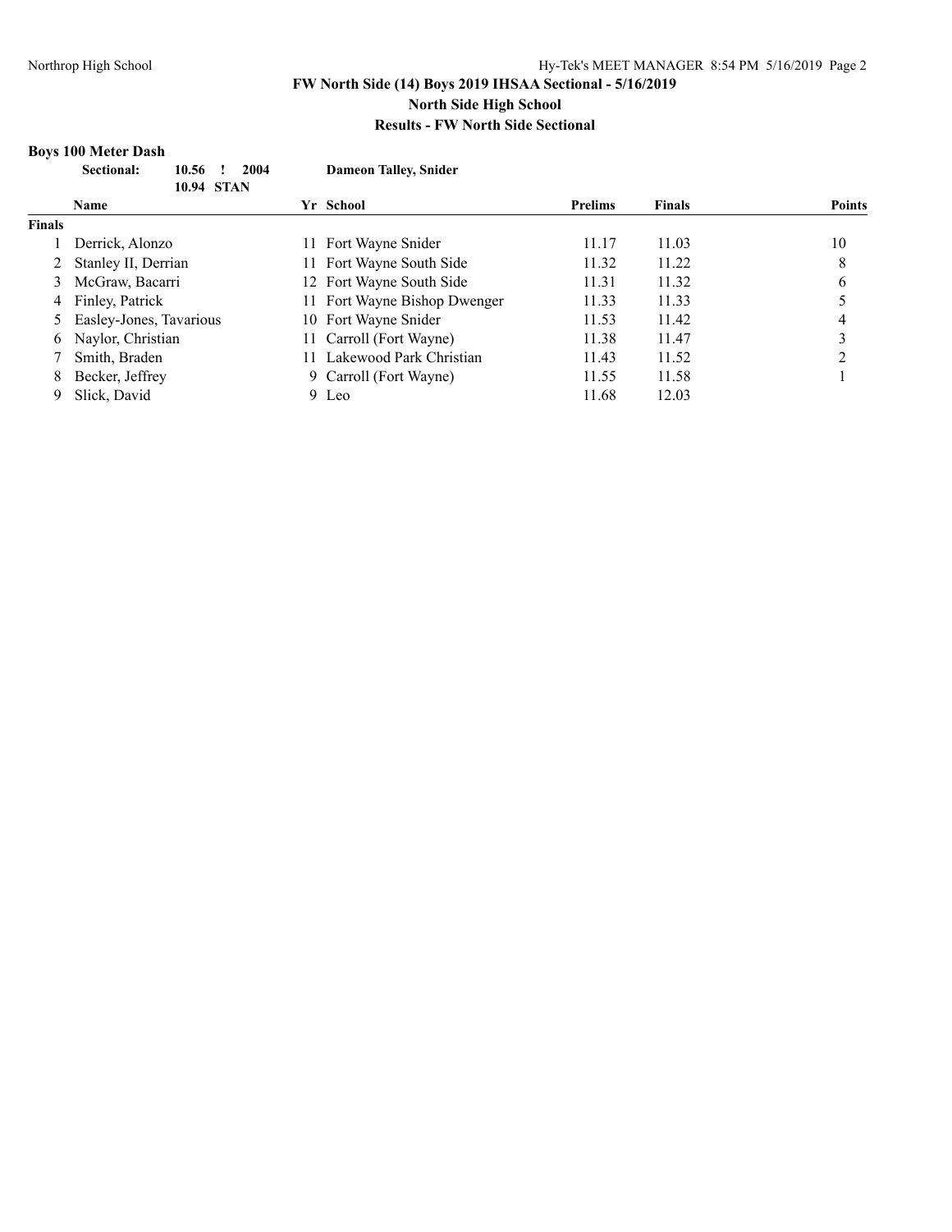## FW North Side (14) Boys 2019 IHSAA Sectional - 5/16/2019

### North Side High School

### Results - FW North Side Sectional

**Boys 100 Meter Dash**

**Sectional:** **10.56 ! 2004** **Dameon Talley, Snider**
**10.94 STAN**

| | Name | Yr | School | Prelims | Finals | Points |
|---|---|---|---|---|---|---|
| **Finals** | | | | | | |
| 1 | Derrick, Alonzo | 11 | Fort Wayne Snider | 11.17 | 11.03 | 10 |
| 2 | Stanley II, Derrian | 11 | Fort Wayne South Side | 11.32 | 11.22 | 8 |
| 3 | McGraw, Bacarri | 12 | Fort Wayne South Side | 11.31 | 11.32 | 6 |
| 4 | Finley, Patrick | 11 | Fort Wayne Bishop Dwenger | 11.33 | 11.33 | 5 |
| 5 | Easley-Jones, Tavarious | 10 | Fort Wayne Snider | 11.53 | 11.42 | 4 |
| 6 | Naylor, Christian | 11 | Carroll (Fort Wayne) | 11.38 | 11.47 | 3 |
| 7 | Smith, Braden | 11 | Lakewood Park Christian | 11.43 | 11.52 | 2 |
| 8 | Becker, Jeffrey | 9 | Carroll (Fort Wayne) | 11.55 | 11.58 | 1 |
| 9 | Slick, David | 9 | Leo | 11.68 | 12.03 | |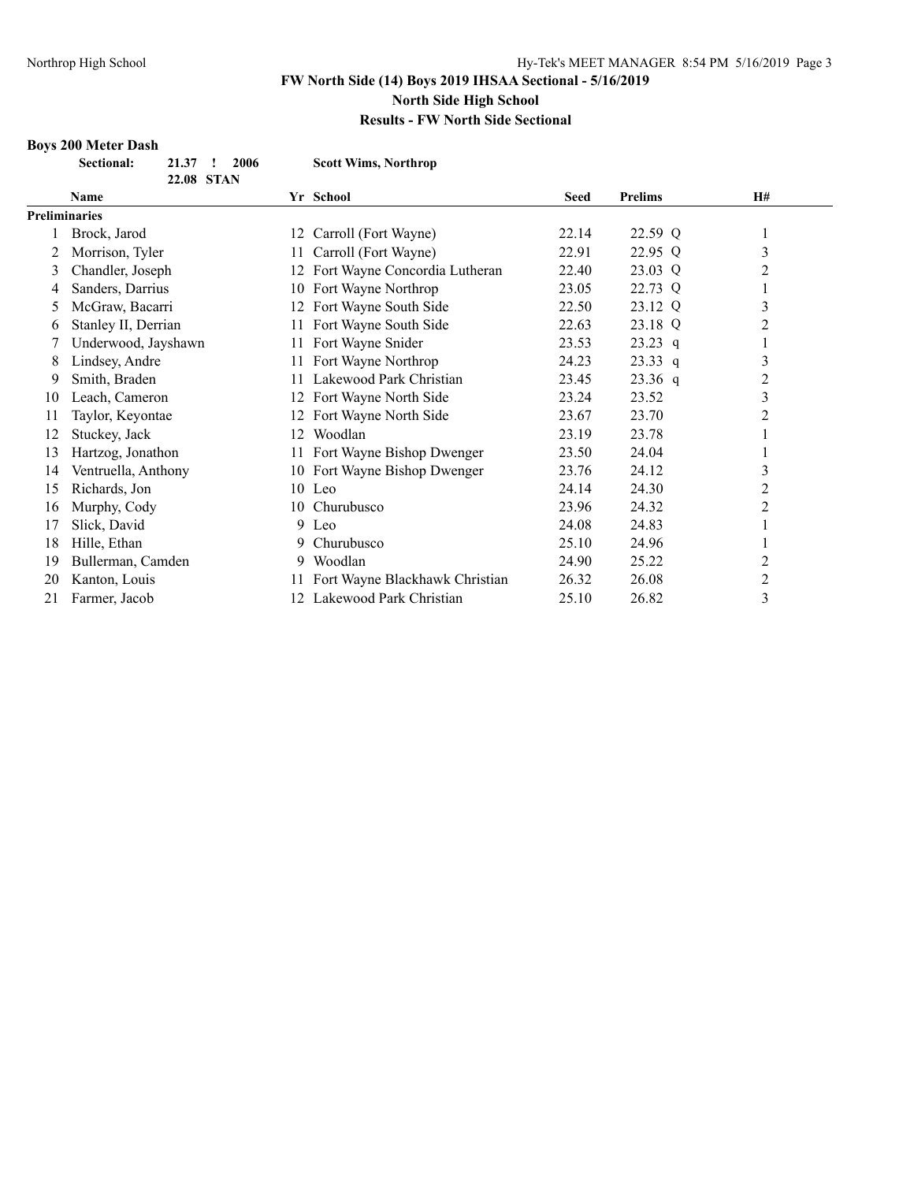**FW North Side (14) Boys 2019 IHSAA Sectional - 5/16/2019**

**North Side High School**

**Results - FW North Side Sectional**

### Boys 200 Meter Dash

| Sectional: | 21.37 ! | 2006 | Scott Wims, Northrop |
|---|---|---|---|
| | 22.08 STAN | | |

| | Name | Yr | School | Seed | Prelims | | H# |
|---|---|---|---|---|---|---|---|
| **Preliminaries** | | | | | | | |
| 1 | Brock, Jarod | 12 | Carroll (Fort Wayne) | 22.14 | 22.59 | Q | 1 |
| 2 | Morrison, Tyler | 11 | Carroll (Fort Wayne) | 22.91 | 22.95 | Q | 3 |
| 3 | Chandler, Joseph | 12 | Fort Wayne Concordia Lutheran | 22.40 | 23.03 | Q | 2 |
| 4 | Sanders, Darrius | 10 | Fort Wayne Northrop | 23.05 | 22.73 | Q | 1 |
| 5 | McGraw, Bacarri | 12 | Fort Wayne South Side | 22.50 | 23.12 | Q | 3 |
| 6 | Stanley II, Derrian | 11 | Fort Wayne South Side | 22.63 | 23.18 | Q | 2 |
| 7 | Underwood, Jayshawn | 11 | Fort Wayne Snider | 23.53 | 23.23 | q | 1 |
| 8 | Lindsey, Andre | 11 | Fort Wayne Northrop | 24.23 | 23.33 | q | 3 |
| 9 | Smith, Braden | 11 | Lakewood Park Christian | 23.45 | 23.36 | q | 2 |
| 10 | Leach, Cameron | 12 | Fort Wayne North Side | 23.24 | 23.52 | | 3 |
| 11 | Taylor, Keyontae | 12 | Fort Wayne North Side | 23.67 | 23.70 | | 2 |
| 12 | Stuckey, Jack | 12 | Woodlan | 23.19 | 23.78 | | 1 |
| 13 | Hartzog, Jonathon | 11 | Fort Wayne Bishop Dwenger | 23.50 | 24.04 | | 1 |
| 14 | Ventruella, Anthony | 10 | Fort Wayne Bishop Dwenger | 23.76 | 24.12 | | 3 |
| 15 | Richards, Jon | 10 | Leo | 24.14 | 24.30 | | 2 |
| 16 | Murphy, Cody | 10 | Churubusco | 23.96 | 24.32 | | 2 |
| 17 | Slick, David | 9 | Leo | 24.08 | 24.83 | | 1 |
| 18 | Hille, Ethan | 9 | Churubusco | 25.10 | 24.96 | | 1 |
| 19 | Bullerman, Camden | 9 | Woodlan | 24.90 | 25.22 | | 2 |
| 20 | Kanton, Louis | 11 | Fort Wayne Blackhawk Christian | 26.32 | 26.08 | | 2 |
| 21 | Farmer, Jacob | 12 | Lakewood Park Christian | 25.10 | 26.82 | | 3 |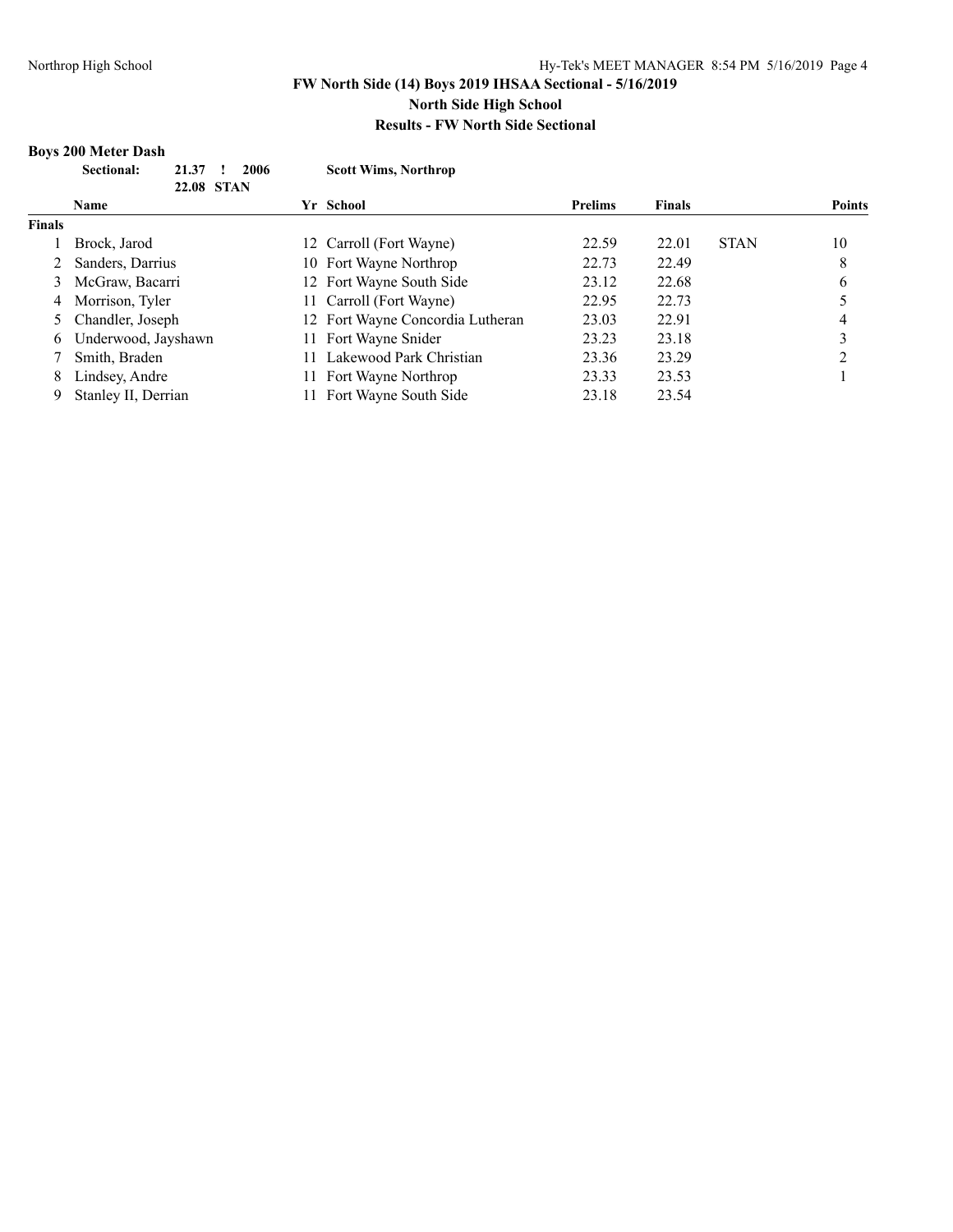## FW North Side (14) Boys 2019 IHSAA Sectional - 5/16/2019

### North Side High School

### Results - FW North Side Sectional

**Boys 200 Meter Dash**

| | | | | | |
|---|---|---|---|---|---|
| **Sectional:** | **21.37** | **!** | **2006** | **Scott Wims, Northrop** | |
| | **22.08** | **STAN** | | | |

| | Name | Yr | School | Prelims | Finals | | Points |
|---|---|---|---|---|---|---|---|
| **Finals** | | | | | | | |
| 1 | Brock, Jarod | 12 | Carroll (Fort Wayne) | 22.59 | 22.01 | STAN | 10 |
| 2 | Sanders, Darrius | 10 | Fort Wayne Northrop | 22.73 | 22.49 | | 8 |
| 3 | McGraw, Bacarri | 12 | Fort Wayne South Side | 23.12 | 22.68 | | 6 |
| 4 | Morrison, Tyler | 11 | Carroll (Fort Wayne) | 22.95 | 22.73 | | 5 |
| 5 | Chandler, Joseph | 12 | Fort Wayne Concordia Lutheran | 23.03 | 22.91 | | 4 |
| 6 | Underwood, Jayshawn | 11 | Fort Wayne Snider | 23.23 | 23.18 | | 3 |
| 7 | Smith, Braden | 11 | Lakewood Park Christian | 23.36 | 23.29 | | 2 |
| 8 | Lindsey, Andre | 11 | Fort Wayne Northrop | 23.33 | 23.53 | | 1 |
| 9 | Stanley II, Derrian | 11 | Fort Wayne South Side | 23.18 | 23.54 | | |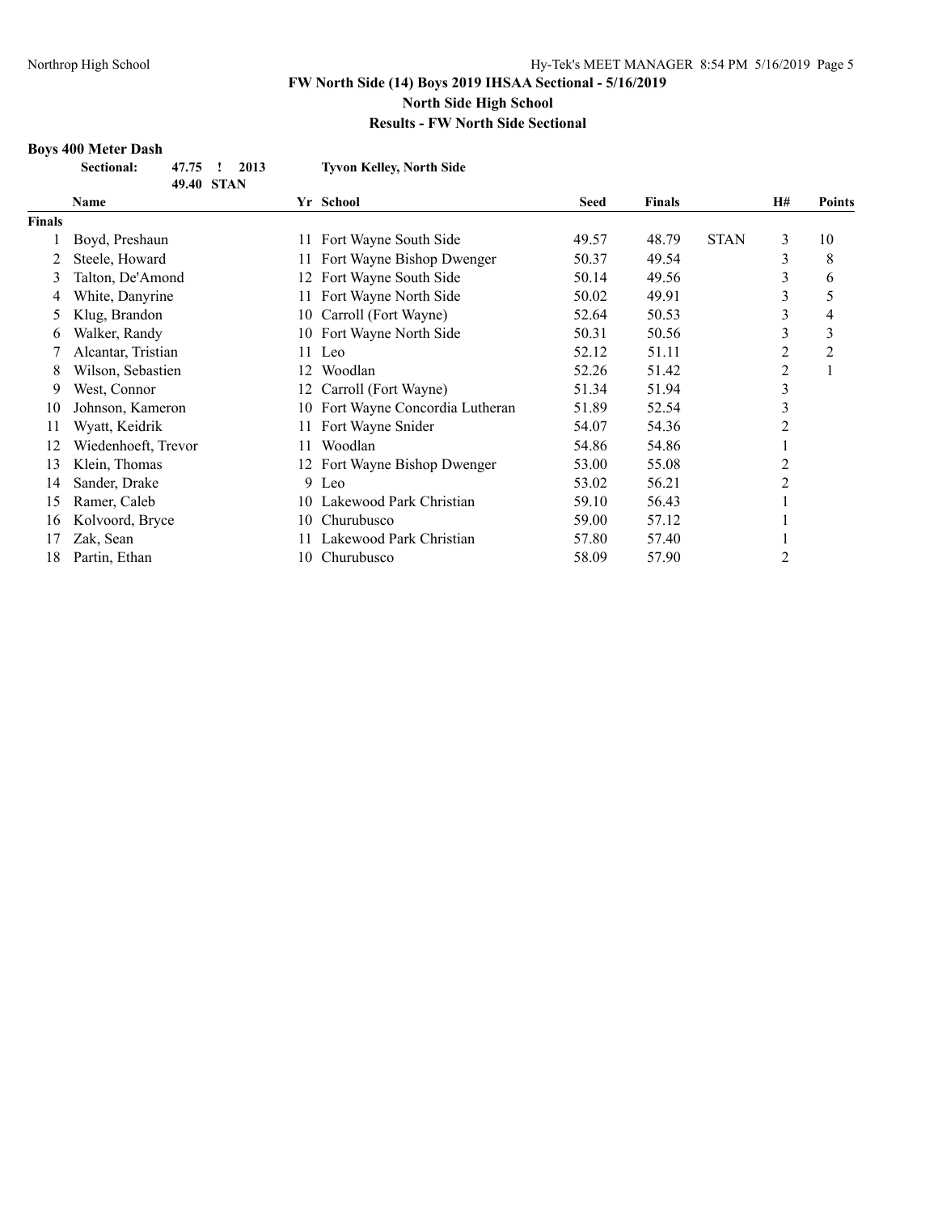## FW North Side (14) Boys 2019 IHSAA Sectional - 5/16/2019

**North Side High School**

**Results - FW North Side Sectional**

### Boys 400 Meter Dash

**Sectional:** 47.75 ! 2013 **Tyvon Kelley, North Side**
49.40 STAN

| | Name | Yr | School | Seed | Finals | | H# | Points |
|---|---|---|---|---|---|---|---|---|
| **Finals** | | | | | | | | |
| 1 | Boyd, Preshaun | 11 | Fort Wayne South Side | 49.57 | 48.79 | STAN | 3 | 10 |
| 2 | Steele, Howard | 11 | Fort Wayne Bishop Dwenger | 50.37 | 49.54 | | 3 | 8 |
| 3 | Talton, De'Amond | 12 | Fort Wayne South Side | 50.14 | 49.56 | | 3 | 6 |
| 4 | White, Danyrine | 11 | Fort Wayne North Side | 50.02 | 49.91 | | 3 | 5 |
| 5 | Klug, Brandon | 10 | Carroll (Fort Wayne) | 52.64 | 50.53 | | 3 | 4 |
| 6 | Walker, Randy | 10 | Fort Wayne North Side | 50.31 | 50.56 | | 3 | 3 |
| 7 | Alcantar, Tristian | 11 | Leo | 52.12 | 51.11 | | 2 | 2 |
| 8 | Wilson, Sebastien | 12 | Woodlan | 52.26 | 51.42 | | 2 | 1 |
| 9 | West, Connor | 12 | Carroll (Fort Wayne) | 51.34 | 51.94 | | 3 | |
| 10 | Johnson, Kameron | 10 | Fort Wayne Concordia Lutheran | 51.89 | 52.54 | | 3 | |
| 11 | Wyatt, Keidrik | 11 | Fort Wayne Snider | 54.07 | 54.36 | | 2 | |
| 12 | Wiedenhoeft, Trevor | 11 | Woodlan | 54.86 | 54.86 | | 1 | |
| 13 | Klein, Thomas | 12 | Fort Wayne Bishop Dwenger | 53.00 | 55.08 | | 2 | |
| 14 | Sander, Drake | 9 | Leo | 53.02 | 56.21 | | 2 | |
| 15 | Ramer, Caleb | 10 | Lakewood Park Christian | 59.10 | 56.43 | | 1 | |
| 16 | Kolvoord, Bryce | 10 | Churubusco | 59.00 | 57.12 | | 1 | |
| 17 | Zak, Sean | 11 | Lakewood Park Christian | 57.80 | 57.40 | | 1 | |
| 18 | Partin, Ethan | 10 | Churubusco | 58.09 | 57.90 | | 2 | |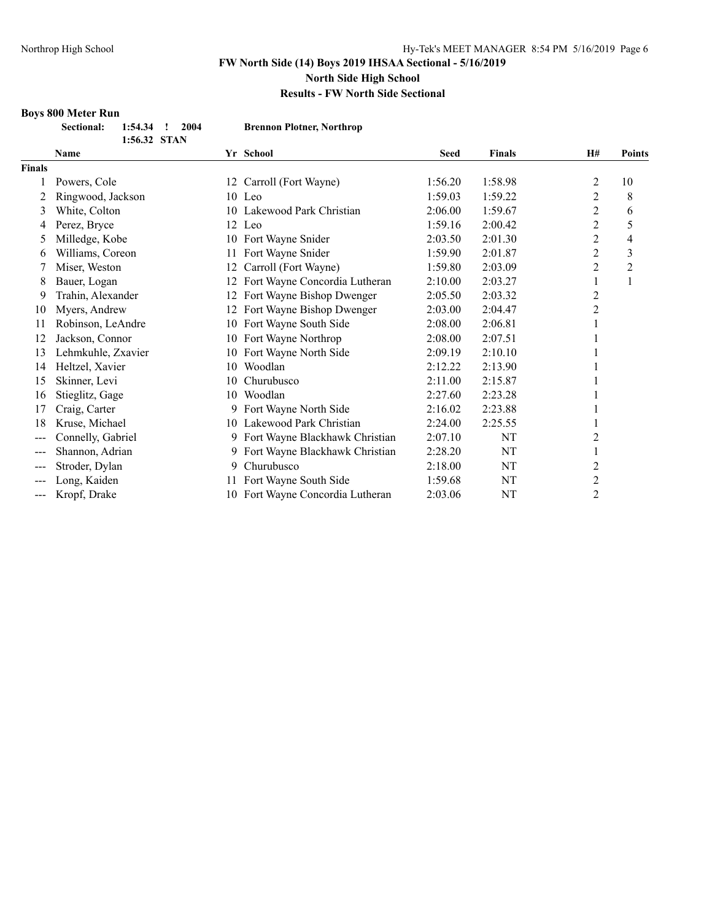# FW North Side (14) Boys 2019 IHSAA Sectional - 5/16/2019

## North Side High School

### Results - FW North Side Sectional

**Boys 800 Meter Run**

**Sectional: 1:54.34 ! 2004 Brennon Plotner, Northrop**
**1:56.32 STAN**

| | Name | Yr | School | Seed | Finals | H# | Points |
|---|---|---|---|---|---|---|---|
| **Finals** | | | | | | | |
| 1 | Powers, Cole | 12 | Carroll (Fort Wayne) | 1:56.20 | 1:58.98 | 2 | 10 |
| 2 | Ringwood, Jackson | 10 | Leo | 1:59.03 | 1:59.22 | 2 | 8 |
| 3 | White, Colton | 10 | Lakewood Park Christian | 2:06.00 | 1:59.67 | 2 | 6 |
| 4 | Perez, Bryce | 12 | Leo | 1:59.16 | 2:00.42 | 2 | 5 |
| 5 | Milledge, Kobe | 10 | Fort Wayne Snider | 2:03.50 | 2:01.30 | 2 | 4 |
| 6 | Williams, Coreon | 11 | Fort Wayne Snider | 1:59.90 | 2:01.87 | 2 | 3 |
| 7 | Miser, Weston | 12 | Carroll (Fort Wayne) | 1:59.80 | 2:03.09 | 2 | 2 |
| 8 | Bauer, Logan | 12 | Fort Wayne Concordia Lutheran | 2:10.00 | 2:03.27 | 1 | 1 |
| 9 | Trahin, Alexander | 12 | Fort Wayne Bishop Dwenger | 2:05.50 | 2:03.32 | 2 | |
| 10 | Myers, Andrew | 12 | Fort Wayne Bishop Dwenger | 2:03.00 | 2:04.47 | 2 | |
| 11 | Robinson, LeAndre | 10 | Fort Wayne South Side | 2:08.00 | 2:06.81 | 1 | |
| 12 | Jackson, Connor | 10 | Fort Wayne Northrop | 2:08.00 | 2:07.51 | 1 | |
| 13 | Lehmkuhle, Zxavier | 10 | Fort Wayne North Side | 2:09.19 | 2:10.10 | 1 | |
| 14 | Heltzel, Xavier | 10 | Woodlan | 2:12.22 | 2:13.90 | 1 | |
| 15 | Skinner, Levi | 10 | Churubusco | 2:11.00 | 2:15.87 | 1 | |
| 16 | Stieglitz, Gage | 10 | Woodlan | 2:27.60 | 2:23.28 | 1 | |
| 17 | Craig, Carter | 9 | Fort Wayne North Side | 2:16.02 | 2:23.88 | 1 | |
| 18 | Kruse, Michael | 10 | Lakewood Park Christian | 2:24.00 | 2:25.55 | 1 | |
| --- | Connelly, Gabriel | 9 | Fort Wayne Blackhawk Christian | 2:07.10 | NT | 2 | |
| --- | Shannon, Adrian | 9 | Fort Wayne Blackhawk Christian | 2:28.20 | NT | 1 | |
| --- | Stroder, Dylan | 9 | Churubusco | 2:18.00 | NT | 2 | |
| --- | Long, Kaiden | 11 | Fort Wayne South Side | 1:59.68 | NT | 2 | |
| --- | Kropf, Drake | 10 | Fort Wayne Concordia Lutheran | 2:03.06 | NT | 2 | |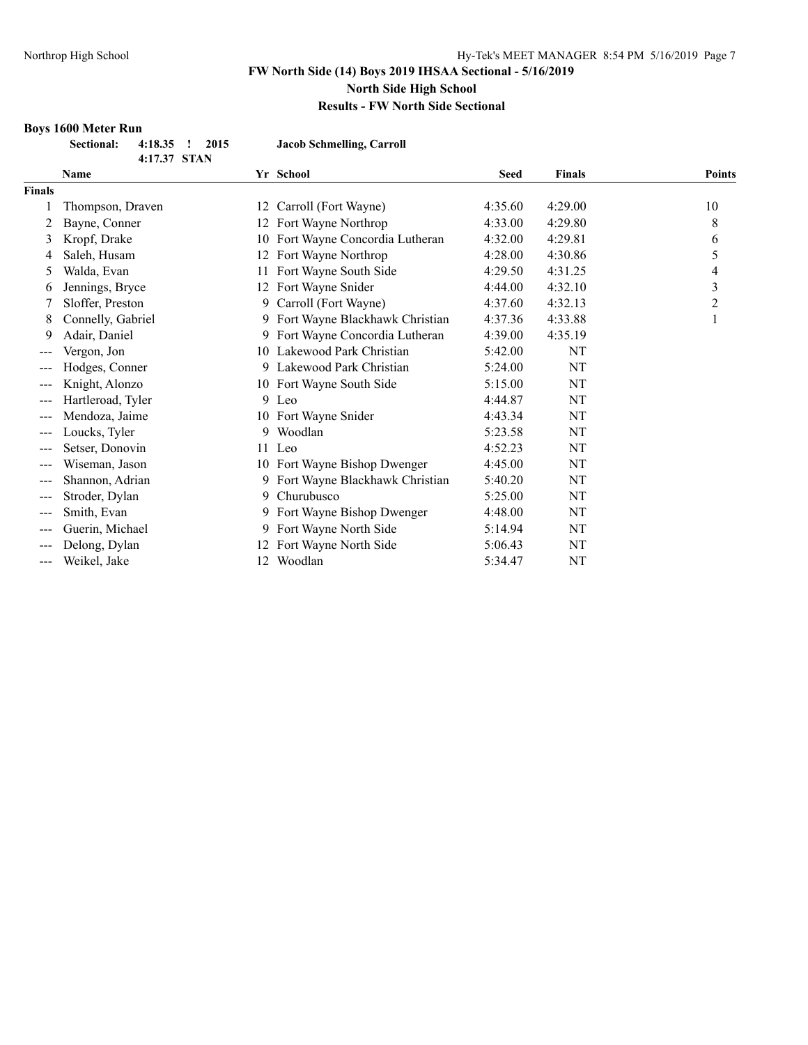# FW North Side (14) Boys 2019 IHSAA Sectional - 5/16/2019

## North Side High School

### Results - FW North Side Sectional

**Boys 1600 Meter Run**

| | | | | |
|---|---|---|---|---|
| **Sectional:** | **4:18.35** | **!** | **2015** | **Jacob Schmelling, Carroll** |
| | **4:17.37** | **STAN** | | |

| | Name | Yr | School | Seed | Finals | Points |
|---|---|---|---|---|---|---|
| **Finals** | | | | | | |
| 1 | Thompson, Draven | 12 | Carroll (Fort Wayne) | 4:35.60 | 4:29.00 | 10 |
| 2 | Bayne, Conner | 12 | Fort Wayne Northrop | 4:33.00 | 4:29.80 | 8 |
| 3 | Kropf, Drake | 10 | Fort Wayne Concordia Lutheran | 4:32.00 | 4:29.81 | 6 |
| 4 | Saleh, Husam | 12 | Fort Wayne Northrop | 4:28.00 | 4:30.86 | 5 |
| 5 | Walda, Evan | 11 | Fort Wayne South Side | 4:29.50 | 4:31.25 | 4 |
| 6 | Jennings, Bryce | 12 | Fort Wayne Snider | 4:44.00 | 4:32.10 | 3 |
| 7 | Sloffer, Preston | 9 | Carroll (Fort Wayne) | 4:37.60 | 4:32.13 | 2 |
| 8 | Connelly, Gabriel | 9 | Fort Wayne Blackhawk Christian | 4:37.36 | 4:33.88 | 1 |
| 9 | Adair, Daniel | 9 | Fort Wayne Concordia Lutheran | 4:39.00 | 4:35.19 | |
| --- | Vergon, Jon | 10 | Lakewood Park Christian | 5:42.00 | NT | |
| --- | Hodges, Conner | 9 | Lakewood Park Christian | 5:24.00 | NT | |
| --- | Knight, Alonzo | 10 | Fort Wayne South Side | 5:15.00 | NT | |
| --- | Hartleroad, Tyler | 9 | Leo | 4:44.87 | NT | |
| --- | Mendoza, Jaime | 10 | Fort Wayne Snider | 4:43.34 | NT | |
| --- | Loucks, Tyler | 9 | Woodlan | 5:23.58 | NT | |
| --- | Setser, Donovin | 11 | Leo | 4:52.23 | NT | |
| --- | Wiseman, Jason | 10 | Fort Wayne Bishop Dwenger | 4:45.00 | NT | |
| --- | Shannon, Adrian | 9 | Fort Wayne Blackhawk Christian | 5:40.20 | NT | |
| --- | Stroder, Dylan | 9 | Churubusco | 5:25.00 | NT | |
| --- | Smith, Evan | 9 | Fort Wayne Bishop Dwenger | 4:48.00 | NT | |
| --- | Guerin, Michael | 9 | Fort Wayne North Side | 5:14.94 | NT | |
| --- | Delong, Dylan | 12 | Fort Wayne North Side | 5:06.43 | NT | |
| --- | Weikel, Jake | 12 | Woodlan | 5:34.47 | NT | |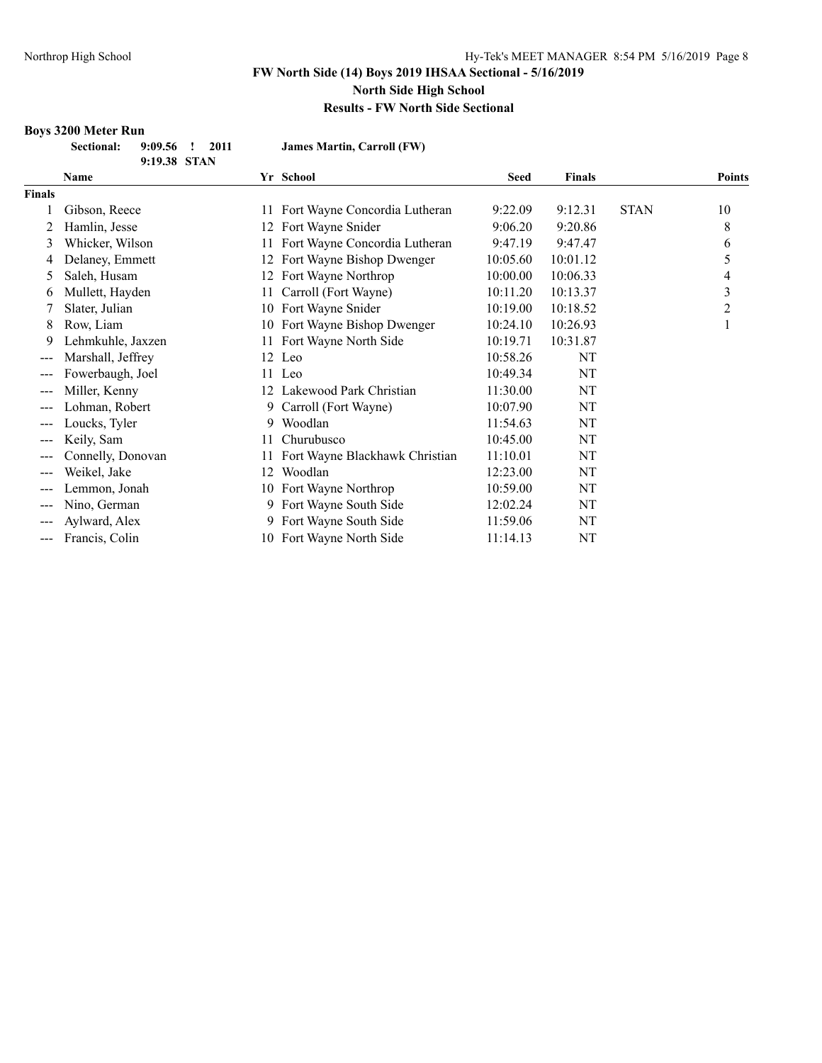# FW North Side (14) Boys 2019 IHSAA Sectional - 5/16/2019

## North Side High School

## Results - FW North Side Sectional

### Boys 3200 Meter Run

**Sectional: 9:09.56 ! 2011 James Martin, Carroll (FW)**
**9:19.38 STAN**

| | Name | Yr | School | Seed | Finals | | Points |
|---|---|---|---|---|---|---|---|
| **Finals** | | | | | | | |
| 1 | Gibson, Reece | 11 | Fort Wayne Concordia Lutheran | 9:22.09 | 9:12.31 | STAN | 10 |
| 2 | Hamlin, Jesse | 12 | Fort Wayne Snider | 9:06.20 | 9:20.86 | | 8 |
| 3 | Whicker, Wilson | 11 | Fort Wayne Concordia Lutheran | 9:47.19 | 9:47.47 | | 6 |
| 4 | Delaney, Emmett | 12 | Fort Wayne Bishop Dwenger | 10:05.60 | 10:01.12 | | 5 |
| 5 | Saleh, Husam | 12 | Fort Wayne Northrop | 10:00.00 | 10:06.33 | | 4 |
| 6 | Mullett, Hayden | 11 | Carroll (Fort Wayne) | 10:11.20 | 10:13.37 | | 3 |
| 7 | Slater, Julian | 10 | Fort Wayne Snider | 10:19.00 | 10:18.52 | | 2 |
| 8 | Row, Liam | 10 | Fort Wayne Bishop Dwenger | 10:24.10 | 10:26.93 | | 1 |
| 9 | Lehmkuhle, Jaxzen | 11 | Fort Wayne North Side | 10:19.71 | 10:31.87 | | |
| --- | Marshall, Jeffrey | 12 | Leo | 10:58.26 | NT | | |
| --- | Fowerbaugh, Joel | 11 | Leo | 10:49.34 | NT | | |
| --- | Miller, Kenny | 12 | Lakewood Park Christian | 11:30.00 | NT | | |
| --- | Lohman, Robert | 9 | Carroll (Fort Wayne) | 10:07.90 | NT | | |
| --- | Loucks, Tyler | 9 | Woodlan | 11:54.63 | NT | | |
| --- | Keily, Sam | 11 | Churubusco | 10:45.00 | NT | | |
| --- | Connelly, Donovan | 11 | Fort Wayne Blackhawk Christian | 11:10.01 | NT | | |
| --- | Weikel, Jake | 12 | Woodlan | 12:23.00 | NT | | |
| --- | Lemmon, Jonah | 10 | Fort Wayne Northrop | 10:59.00 | NT | | |
| --- | Nino, German | 9 | Fort Wayne South Side | 12:02.24 | NT | | |
| --- | Aylward, Alex | 9 | Fort Wayne South Side | 11:59.06 | NT | | |
| --- | Francis, Colin | 10 | Fort Wayne North Side | 11:14.13 | NT | | |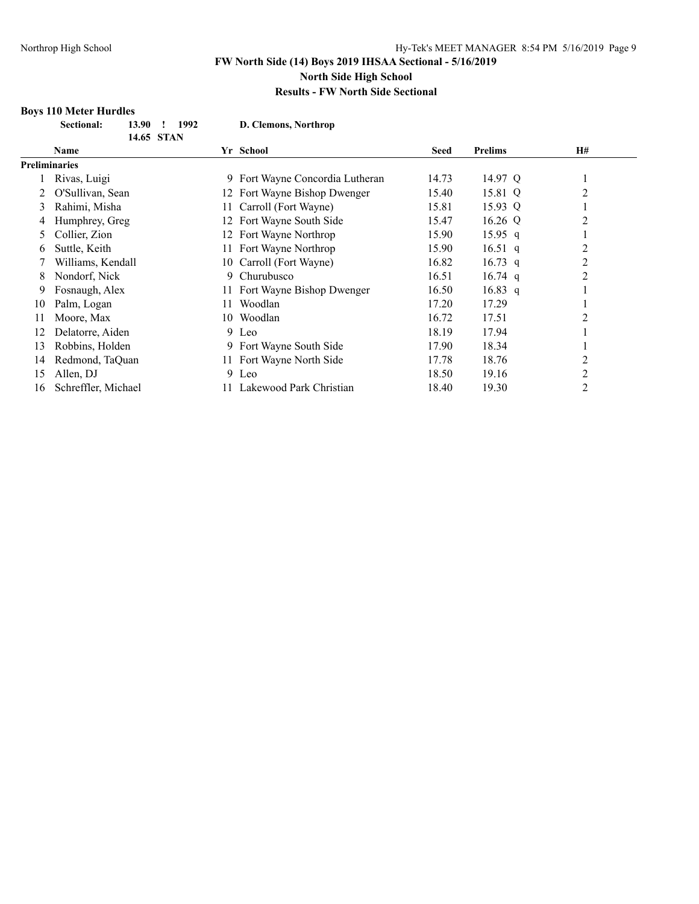# FW North Side (14) Boys 2019 IHSAA Sectional - 5/16/2019

## North Side High School

### Results - FW North Side Sectional

**Boys 110 Meter Hurdles**

| | | | |
|---|---|---|---|
| **Sectional:** | **13.90 !** | **1992** | **D. Clemons, Northrop** |
| | **14.65 STAN** | | |

| | Name | Yr | School | Seed | Prelims | | H# |
|---|---|---|---|---|---|---|---|
| **Preliminaries** | | | | | | | |
| 1 | Rivas, Luigi | 9 | Fort Wayne Concordia Lutheran | 14.73 | 14.97 | Q | 1 |
| 2 | O'Sullivan, Sean | 12 | Fort Wayne Bishop Dwenger | 15.40 | 15.81 | Q | 2 |
| 3 | Rahimi, Misha | 11 | Carroll (Fort Wayne) | 15.81 | 15.93 | Q | 1 |
| 4 | Humphrey, Greg | 12 | Fort Wayne South Side | 15.47 | 16.26 | Q | 2 |
| 5 | Collier, Zion | 12 | Fort Wayne Northrop | 15.90 | 15.95 | q | 1 |
| 6 | Suttle, Keith | 11 | Fort Wayne Northrop | 15.90 | 16.51 | q | 2 |
| 7 | Williams, Kendall | 10 | Carroll (Fort Wayne) | 16.82 | 16.73 | q | 2 |
| 8 | Nondorf, Nick | 9 | Churubusco | 16.51 | 16.74 | q | 2 |
| 9 | Fosnaugh, Alex | 11 | Fort Wayne Bishop Dwenger | 16.50 | 16.83 | q | 1 |
| 10 | Palm, Logan | 11 | Woodlan | 17.20 | 17.29 | | 1 |
| 11 | Moore, Max | 10 | Woodlan | 16.72 | 17.51 | | 2 |
| 12 | Delatorre, Aiden | 9 | Leo | 18.19 | 17.94 | | 1 |
| 13 | Robbins, Holden | 9 | Fort Wayne South Side | 17.90 | 18.34 | | 1 |
| 14 | Redmond, TaQuan | 11 | Fort Wayne North Side | 17.78 | 18.76 | | 2 |
| 15 | Allen, DJ | 9 | Leo | 18.50 | 19.16 | | 2 |
| 16 | Schreffler, Michael | 11 | Lakewood Park Christian | 18.40 | 19.30 | | 2 |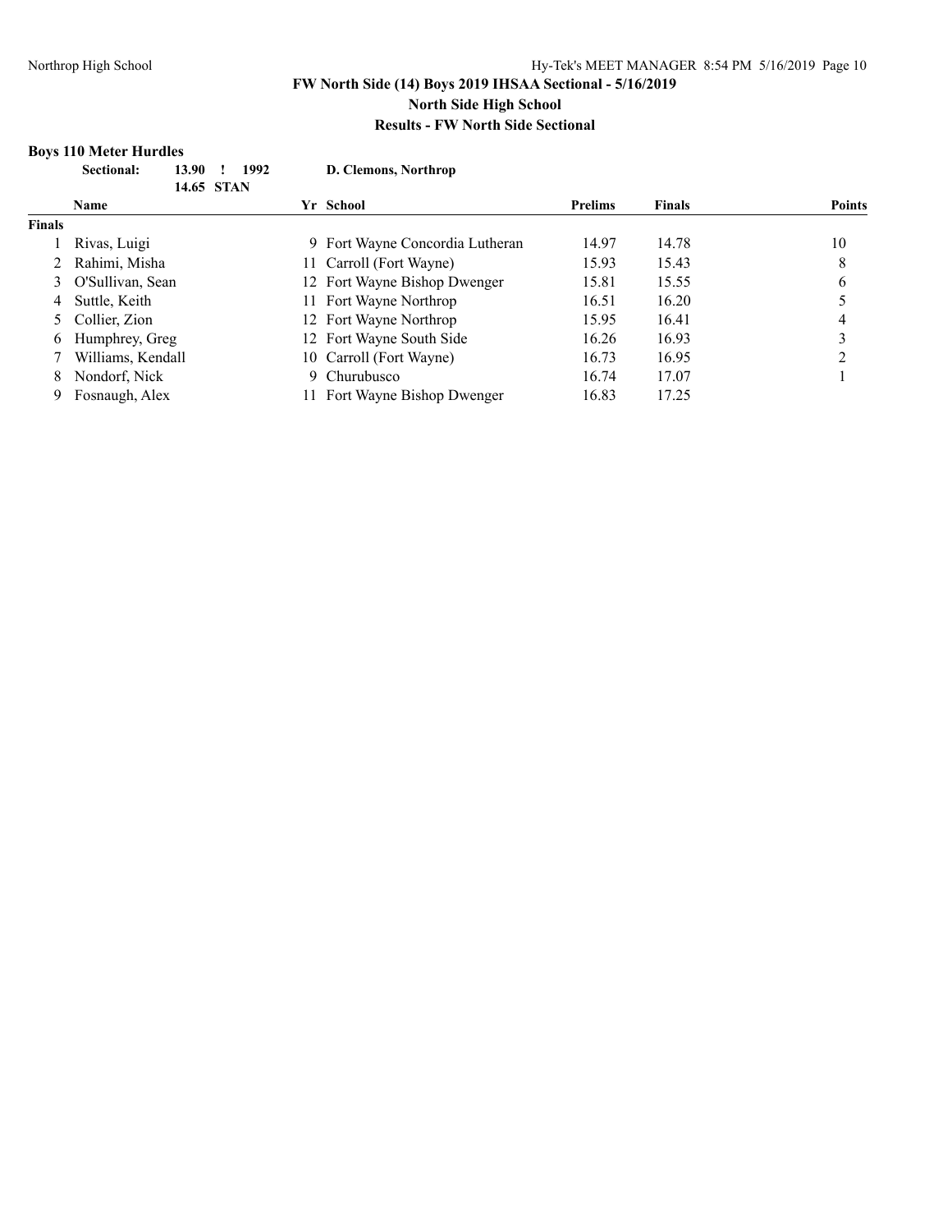**FW North Side (14) Boys 2019 IHSAA Sectional - 5/16/2019**

**North Side High School**

**Results - FW North Side Sectional**

### Boys 110 Meter Hurdles

**Sectional:** **13.90 ! 1992** **D. Clemons, Northrop**

**14.65 STAN**

| | Name | Yr | School | Prelims | Finals | Points |
|---|---|---|---|---|---|---|
| **Finals** | | | | | | |
| 1 | Rivas, Luigi | 9 | Fort Wayne Concordia Lutheran | 14.97 | 14.78 | 10 |
| 2 | Rahimi, Misha | 11 | Carroll (Fort Wayne) | 15.93 | 15.43 | 8 |
| 3 | O'Sullivan, Sean | 12 | Fort Wayne Bishop Dwenger | 15.81 | 15.55 | 6 |
| 4 | Suttle, Keith | 11 | Fort Wayne Northrop | 16.51 | 16.20 | 5 |
| 5 | Collier, Zion | 12 | Fort Wayne Northrop | 15.95 | 16.41 | 4 |
| 6 | Humphrey, Greg | 12 | Fort Wayne South Side | 16.26 | 16.93 | 3 |
| 7 | Williams, Kendall | 10 | Carroll (Fort Wayne) | 16.73 | 16.95 | 2 |
| 8 | Nondorf, Nick | 9 | Churubusco | 16.74 | 17.07 | 1 |
| 9 | Fosnaugh, Alex | 11 | Fort Wayne Bishop Dwenger | 16.83 | 17.25 | |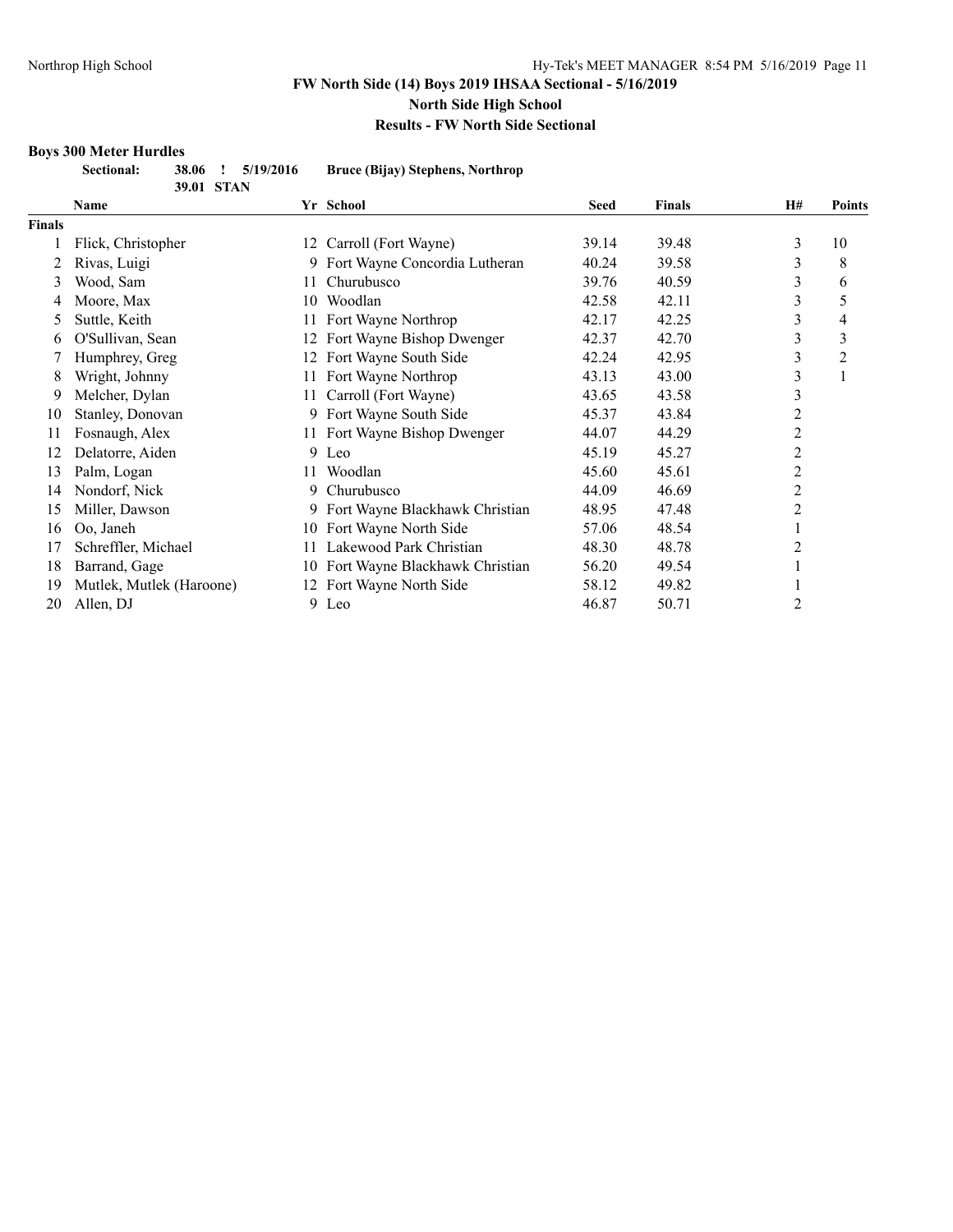**FW North Side (14) Boys 2019 IHSAA Sectional - 5/16/2019**

**North Side High School**

**Results - FW North Side Sectional**

### Boys 300 Meter Hurdles

**Sectional:** **38.06 ! 5/19/2016 Bruce (Bijay) Stephens, Northrop**
**39.01 STAN**

| | Name | Yr | School | Seed | Finals | H# | Points |
|---|---|---|---|---|---|---|---|
| **Finals** | | | | | | | |
| 1 | Flick, Christopher | 12 | Carroll (Fort Wayne) | 39.14 | 39.48 | 3 | 10 |
| 2 | Rivas, Luigi | 9 | Fort Wayne Concordia Lutheran | 40.24 | 39.58 | 3 | 8 |
| 3 | Wood, Sam | 11 | Churubusco | 39.76 | 40.59 | 3 | 6 |
| 4 | Moore, Max | 10 | Woodlan | 42.58 | 42.11 | 3 | 5 |
| 5 | Suttle, Keith | 11 | Fort Wayne Northrop | 42.17 | 42.25 | 3 | 4 |
| 6 | O'Sullivan, Sean | 12 | Fort Wayne Bishop Dwenger | 42.37 | 42.70 | 3 | 3 |
| 7 | Humphrey, Greg | 12 | Fort Wayne South Side | 42.24 | 42.95 | 3 | 2 |
| 8 | Wright, Johnny | 11 | Fort Wayne Northrop | 43.13 | 43.00 | 3 | 1 |
| 9 | Melcher, Dylan | 11 | Carroll (Fort Wayne) | 43.65 | 43.58 | 3 | |
| 10 | Stanley, Donovan | 9 | Fort Wayne South Side | 45.37 | 43.84 | 2 | |
| 11 | Fosnaugh, Alex | 11 | Fort Wayne Bishop Dwenger | 44.07 | 44.29 | 2 | |
| 12 | Delatorre, Aiden | 9 | Leo | 45.19 | 45.27 | 2 | |
| 13 | Palm, Logan | 11 | Woodlan | 45.60 | 45.61 | 2 | |
| 14 | Nondorf, Nick | 9 | Churubusco | 44.09 | 46.69 | 2 | |
| 15 | Miller, Dawson | 9 | Fort Wayne Blackhawk Christian | 48.95 | 47.48 | 2 | |
| 16 | Oo, Janeh | 10 | Fort Wayne North Side | 57.06 | 48.54 | 1 | |
| 17 | Schreffler, Michael | 11 | Lakewood Park Christian | 48.30 | 48.78 | 2 | |
| 18 | Barrand, Gage | 10 | Fort Wayne Blackhawk Christian | 56.20 | 49.54 | 1 | |
| 19 | Mutlek, Mutlek (Haroone) | 12 | Fort Wayne North Side | 58.12 | 49.82 | 1 | |
| 20 | Allen, DJ | 9 | Leo | 46.87 | 50.71 | 2 | |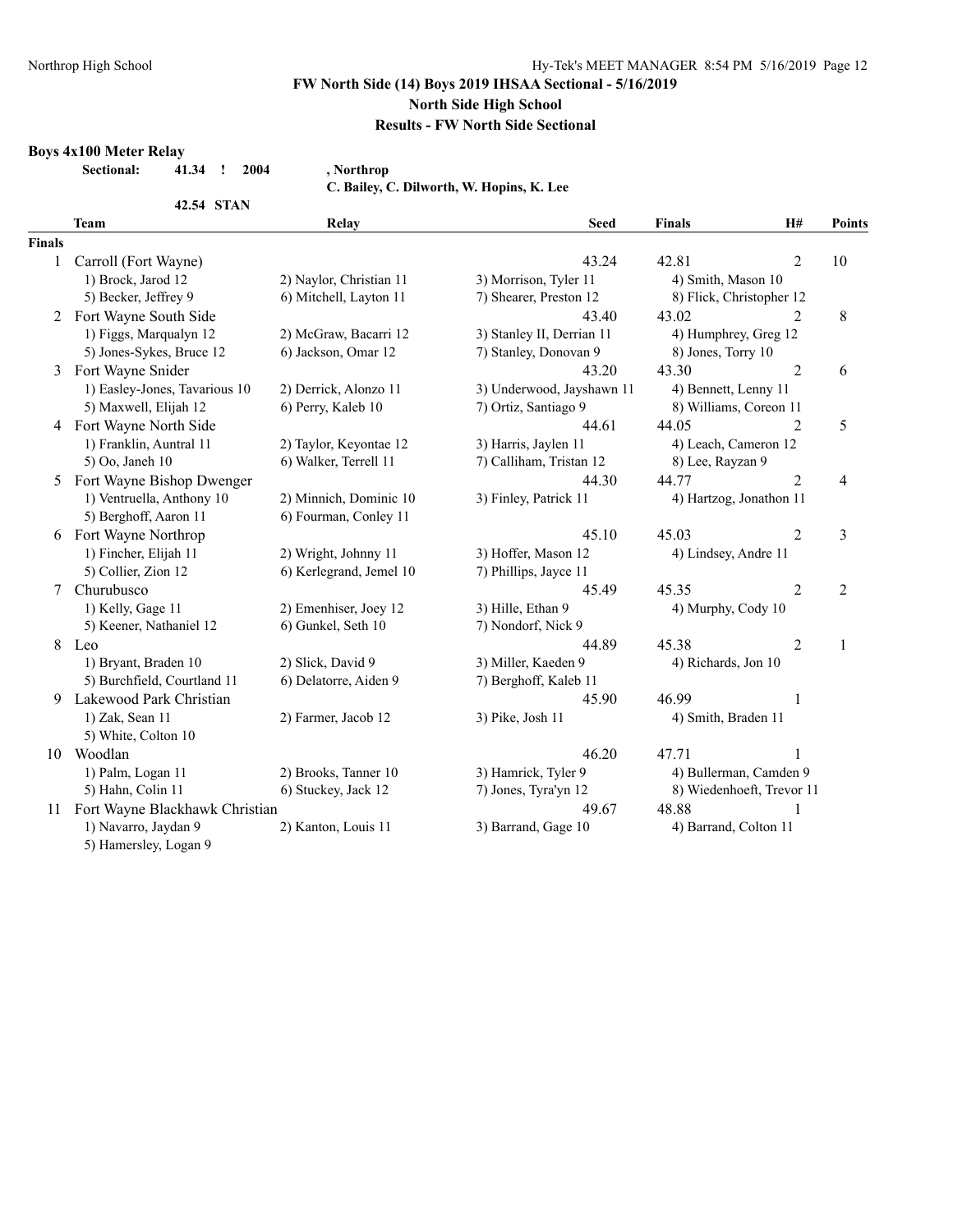**FW North Side (14) Boys 2019 IHSAA Sectional - 5/16/2019**
**North Side High School**
**Results - FW North Side Sectional**

### Boys 4x100 Meter Relay

**Sectional: 41.34 ! 2004 , Northrop**
**C. Bailey, C. Dilworth, W. Hopins, K. Lee**
**42.54 STAN**

| | Team | Relay | | Seed | Finals | H# | Points |
|---|---|---|---|---|---|---|---|
| **Finals** | | | | | | | |
| 1 | Carroll (Fort Wayne) | | | 43.24 | 42.81 | 2 | 10 |
| | 1) Brock, Jarod 12 | 2) Naylor, Christian 11 | 3) Morrison, Tyler 11 | 4) Smith, Mason 10 | | | |
| | 5) Becker, Jeffrey 9 | 6) Mitchell, Layton 11 | 7) Shearer, Preston 12 | 8) Flick, Christopher 12 | | | |
| 2 | Fort Wayne South Side | | | 43.40 | 43.02 | 2 | 8 |
| | 1) Figgs, Marqualyn 12 | 2) McGraw, Bacarri 12 | 3) Stanley II, Derrian 11 | 4) Humphrey, Greg 12 | | | |
| | 5) Jones-Sykes, Bruce 12 | 6) Jackson, Omar 12 | 7) Stanley, Donovan 9 | 8) Jones, Torry 10 | | | |
| 3 | Fort Wayne Snider | | | 43.20 | 43.30 | 2 | 6 |
| | 1) Easley-Jones, Tavarious 10 | 2) Derrick, Alonzo 11 | 3) Underwood, Jayshawn 11 | 4) Bennett, Lenny 11 | | | |
| | 5) Maxwell, Elijah 12 | 6) Perry, Kaleb 10 | 7) Ortiz, Santiago 9 | 8) Williams, Coreon 11 | | | |
| 4 | Fort Wayne North Side | | | 44.61 | 44.05 | 2 | 5 |
| | 1) Franklin, Auntral 11 | 2) Taylor, Keyontae 12 | 3) Harris, Jaylen 11 | 4) Leach, Cameron 12 | | | |
| | 5) Oo, Janeh 10 | 6) Walker, Terrell 11 | 7) Calliham, Tristan 12 | 8) Lee, Rayzan 9 | | | |
| 5 | Fort Wayne Bishop Dwenger | | | 44.30 | 44.77 | 2 | 4 |
| | 1) Ventruella, Anthony 10 | 2) Minnich, Dominic 10 | 3) Finley, Patrick 11 | 4) Hartzog, Jonathon 11 | | | |
| | 5) Berghoff, Aaron 11 | 6) Fourman, Conley 11 | | | | | |
| 6 | Fort Wayne Northrop | | | 45.10 | 45.03 | 2 | 3 |
| | 1) Fincher, Elijah 11 | 2) Wright, Johnny 11 | 3) Hoffer, Mason 12 | 4) Lindsey, Andre 11 | | | |
| | 5) Collier, Zion 12 | 6) Kerlegrand, Jemel 10 | 7) Phillips, Jayce 11 | | | | |
| 7 | Churubusco | | | 45.49 | 45.35 | 2 | 2 |
| | 1) Kelly, Gage 11 | 2) Emenhiser, Joey 12 | 3) Hille, Ethan 9 | 4) Murphy, Cody 10 | | | |
| | 5) Keener, Nathaniel 12 | 6) Gunkel, Seth 10 | 7) Nondorf, Nick 9 | | | | |
| 8 | Leo | | | 44.89 | 45.38 | 2 | 1 |
| | 1) Bryant, Braden 10 | 2) Slick, David 9 | 3) Miller, Kaeden 9 | 4) Richards, Jon 10 | | | |
| | 5) Burchfield, Courtland 11 | 6) Delatorre, Aiden 9 | 7) Berghoff, Kaleb 11 | | | | |
| 9 | Lakewood Park Christian | | | 45.90 | 46.99 | 1 | |
| | 1) Zak, Sean 11 | 2) Farmer, Jacob 12 | 3) Pike, Josh 11 | 4) Smith, Braden 11 | | | |
| | 5) White, Colton 10 | | | | | | |
| 10 | Woodlan | | | 46.20 | 47.71 | 1 | |
| | 1) Palm, Logan 11 | 2) Brooks, Tanner 10 | 3) Hamrick, Tyler 9 | 4) Bullerman, Camden 9 | | | |
| | 5) Hahn, Colin 11 | 6) Stuckey, Jack 12 | 7) Jones, Tyra'yn 12 | 8) Wiedenhoeft, Trevor 11 | | | |
| 11 | Fort Wayne Blackhawk Christian | | | 49.67 | 48.88 | 1 | |
| | 1) Navarro, Jaydan 9 | 2) Kanton, Louis 11 | 3) Barrand, Gage 10 | 4) Barrand, Colton 11 | | | |
| | 5) Hamersley, Logan 9 | | | | | | |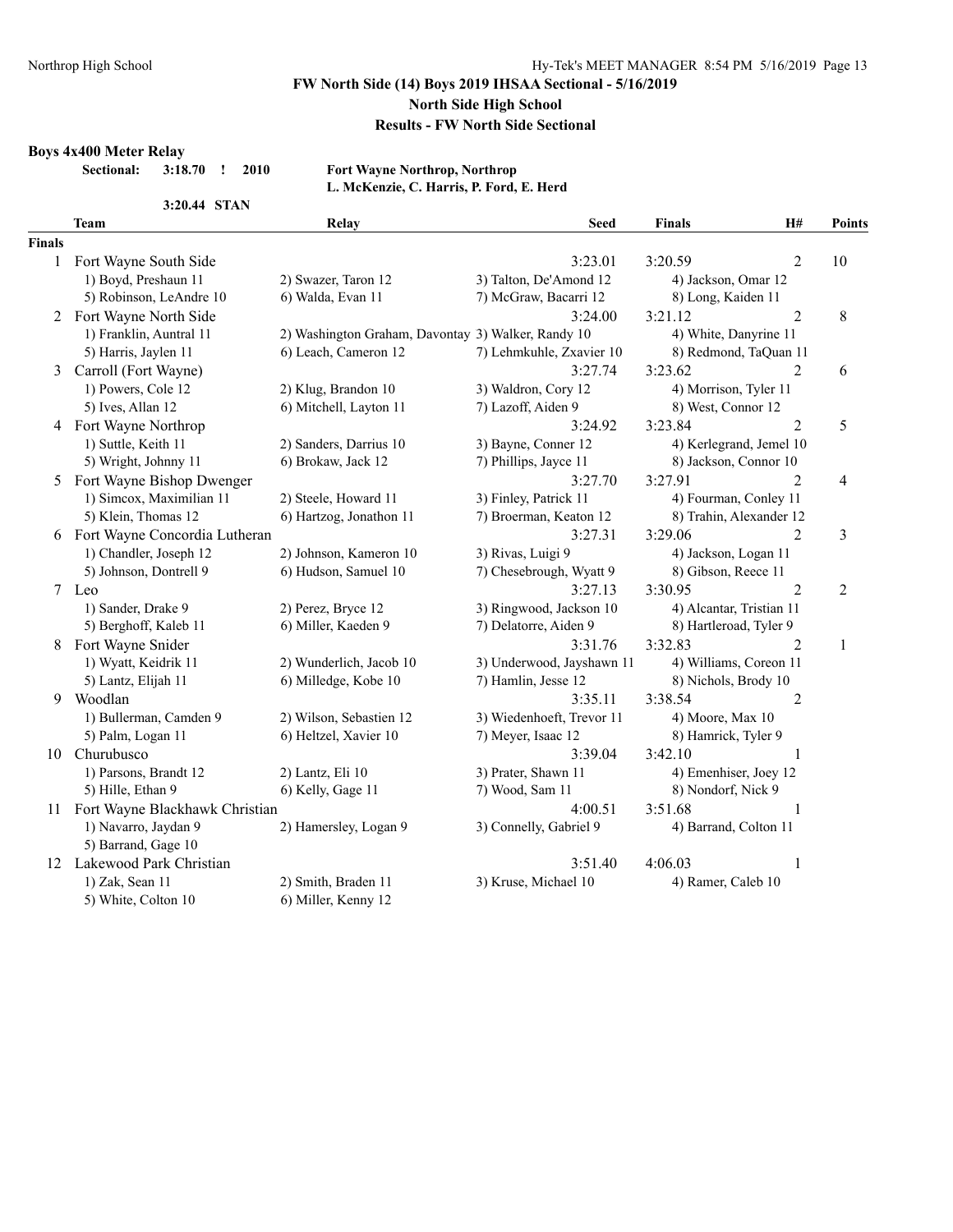# FW North Side (14) Boys 2019 IHSAA Sectional - 5/16/2019

## North Side High School

### Results - FW North Side Sectional

**Boys 4x400 Meter Relay**

**Sectional: 3:18.70 ! 2010** **Fort Wayne Northrop, Northrop**
**L. McKenzie, C. Harris, P. Ford, E. Herd**

**3:20.44 STAN**

| | Team | Relay | Seed | Finals | H# | Points |
|---|---|---|---|---|---|---|
| **Finals** | | | | | | |
| 1 | Fort Wayne South Side | | 3:23.01 | 3:20.59 | 2 | 10 |
| | 1) Boyd, Preshaun 11 | 2) Swazer, Taron 12 | 3) Talton, De'Amond 12 | 4) Jackson, Omar 12 | | |
| | 5) Robinson, LeAndre 10 | 6) Walda, Evan 11 | 7) McGraw, Bacarri 12 | 8) Long, Kaiden 11 | | |
| 2 | Fort Wayne North Side | | 3:24.00 | 3:21.12 | 2 | 8 |
| | 1) Franklin, Auntral 11 | 2) Washington Graham, Davontay | 3) Walker, Randy 10 | 4) White, Danyrine 11 | | |
| | 5) Harris, Jaylen 11 | 6) Leach, Cameron 12 | 7) Lehmkuhle, Zxavier 10 | 8) Redmond, TaQuan 11 | | |
| 3 | Carroll (Fort Wayne) | | 3:27.74 | 3:23.62 | 2 | 6 |
| | 1) Powers, Cole 12 | 2) Klug, Brandon 10 | 3) Waldron, Cory 12 | 4) Morrison, Tyler 11 | | |
| | 5) Ives, Allan 12 | 6) Mitchell, Layton 11 | 7) Lazoff, Aiden 9 | 8) West, Connor 12 | | |
| 4 | Fort Wayne Northrop | | 3:24.92 | 3:23.84 | 2 | 5 |
| | 1) Suttle, Keith 11 | 2) Sanders, Darrius 10 | 3) Bayne, Conner 12 | 4) Kerlegrand, Jemel 10 | | |
| | 5) Wright, Johnny 11 | 6) Brokaw, Jack 12 | 7) Phillips, Jayce 11 | 8) Jackson, Connor 10 | | |
| 5 | Fort Wayne Bishop Dwenger | | 3:27.70 | 3:27.91 | 2 | 4 |
| | 1) Simcox, Maximilian 11 | 2) Steele, Howard 11 | 3) Finley, Patrick 11 | 4) Fourman, Conley 11 | | |
| | 5) Klein, Thomas 12 | 6) Hartzog, Jonathon 11 | 7) Broerman, Keaton 12 | 8) Trahin, Alexander 12 | | |
| 6 | Fort Wayne Concordia Lutheran | | 3:27.31 | 3:29.06 | 2 | 3 |
| | 1) Chandler, Joseph 12 | 2) Johnson, Kameron 10 | 3) Rivas, Luigi 9 | 4) Jackson, Logan 11 | | |
| | 5) Johnson, Dontrell 9 | 6) Hudson, Samuel 10 | 7) Chesebrough, Wyatt 9 | 8) Gibson, Reece 11 | | |
| 7 | Leo | | 3:27.13 | 3:30.95 | 2 | 2 |
| | 1) Sander, Drake 9 | 2) Perez, Bryce 12 | 3) Ringwood, Jackson 10 | 4) Alcantar, Tristian 11 | | |
| | 5) Berghoff, Kaleb 11 | 6) Miller, Kaeden 9 | 7) Delatorre, Aiden 9 | 8) Hartleroad, Tyler 9 | | |
| 8 | Fort Wayne Snider | | 3:31.76 | 3:32.83 | 2 | 1 |
| | 1) Wyatt, Keidrik 11 | 2) Wunderlich, Jacob 10 | 3) Underwood, Jayshawn 11 | 4) Williams, Coreon 11 | | |
| | 5) Lantz, Elijah 11 | 6) Milledge, Kobe 10 | 7) Hamlin, Jesse 12 | 8) Nichols, Brody 10 | | |
| 9 | Woodlan | | 3:35.11 | 3:38.54 | 2 | |
| | 1) Bullerman, Camden 9 | 2) Wilson, Sebastien 12 | 3) Wiedenhoeft, Trevor 11 | 4) Moore, Max 10 | | |
| | 5) Palm, Logan 11 | 6) Heltzel, Xavier 10 | 7) Meyer, Isaac 12 | 8) Hamrick, Tyler 9 | | |
| 10 | Churubusco | | 3:39.04 | 3:42.10 | 1 | |
| | 1) Parsons, Brandt 12 | 2) Lantz, Eli 10 | 3) Prater, Shawn 11 | 4) Emenhiser, Joey 12 | | |
| | 5) Hille, Ethan 9 | 6) Kelly, Gage 11 | 7) Wood, Sam 11 | 8) Nondorf, Nick 9 | | |
| 11 | Fort Wayne Blackhawk Christian | | 4:00.51 | 3:51.68 | 1 | |
| | 1) Navarro, Jaydan 9 | 2) Hamersley, Logan 9 | 3) Connelly, Gabriel 9 | 4) Barrand, Colton 11 | | |
| | 5) Barrand, Gage 10 | | | | | |
| 12 | Lakewood Park Christian | | 3:51.40 | 4:06.03 | 1 | |
| | 1) Zak, Sean 11 | 2) Smith, Braden 11 | 3) Kruse, Michael 10 | 4) Ramer, Caleb 10 | | |
| | 5) White, Colton 10 | 6) Miller, Kenny 12 | | | | |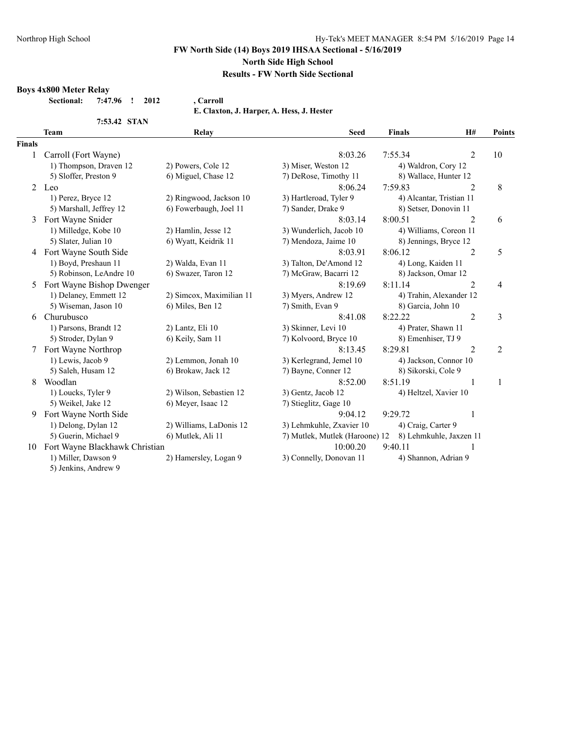## FW North Side (14) Boys 2019 IHSAA Sectional - 5/16/2019

### North Side High School

### Results - FW North Side Sectional

**Boys 4x800 Meter Relay**

**Sectional:** **7:47.96 ! 2012** **, Carroll**
**E. Claxton, J. Harper, A. Hess, J. Hester**

**7:53.42 STAN**

| | Team | Relay | Seed | Finals | H# | Points |
|---|---|---|---|---|---|---|
| **Finals** | | | | | | |
| 1 | Carroll (Fort Wayne) | | 8:03.26 | 7:55.34 | 2 | 10 |
| | 1) Thompson, Draven 12 | 2) Powers, Cole 12 | 3) Miser, Weston 12 | 4) Waldron, Cory 12 | | |
| | 5) Sloffer, Preston 9 | 6) Miguel, Chase 12 | 7) DeRose, Timothy 11 | 8) Wallace, Hunter 12 | | |
| 2 | Leo | | 8:06.24 | 7:59.83 | 2 | 8 |
| | 1) Perez, Bryce 12 | 2) Ringwood, Jackson 10 | 3) Hartleroad, Tyler 9 | 4) Alcantar, Tristian 11 | | |
| | 5) Marshall, Jeffrey 12 | 6) Fowerbaugh, Joel 11 | 7) Sander, Drake 9 | 8) Setser, Donovin 11 | | |
| 3 | Fort Wayne Snider | | 8:03.14 | 8:00.51 | 2 | 6 |
| | 1) Milledge, Kobe 10 | 2) Hamlin, Jesse 12 | 3) Wunderlich, Jacob 10 | 4) Williams, Coreon 11 | | |
| | 5) Slater, Julian 10 | 6) Wyatt, Keidrik 11 | 7) Mendoza, Jaime 10 | 8) Jennings, Bryce 12 | | |
| 4 | Fort Wayne South Side | | 8:03.91 | 8:06.12 | 2 | 5 |
| | 1) Boyd, Preshaun 11 | 2) Walda, Evan 11 | 3) Talton, De'Amond 12 | 4) Long, Kaiden 11 | | |
| | 5) Robinson, LeAndre 10 | 6) Swazer, Taron 12 | 7) McGraw, Bacarri 12 | 8) Jackson, Omar 12 | | |
| 5 | Fort Wayne Bishop Dwenger | | 8:19.69 | 8:11.14 | 2 | 4 |
| | 1) Delaney, Emmett 12 | 2) Simcox, Maximilian 11 | 3) Myers, Andrew 12 | 4) Trahin, Alexander 12 | | |
| | 5) Wiseman, Jason 10 | 6) Miles, Ben 12 | 7) Smith, Evan 9 | 8) Garcia, John 10 | | |
| 6 | Churubusco | | 8:41.08 | 8:22.22 | 2 | 3 |
| | 1) Parsons, Brandt 12 | 2) Lantz, Eli 10 | 3) Skinner, Levi 10 | 4) Prater, Shawn 11 | | |
| | 5) Stroder, Dylan 9 | 6) Keily, Sam 11 | 7) Kolvoord, Bryce 10 | 8) Emenhiser, TJ 9 | | |
| 7 | Fort Wayne Northrop | | 8:13.45 | 8:29.81 | 2 | 2 |
| | 1) Lewis, Jacob 9 | 2) Lemmon, Jonah 10 | 3) Kerlegrand, Jemel 10 | 4) Jackson, Connor 10 | | |
| | 5) Saleh, Husam 12 | 6) Brokaw, Jack 12 | 7) Bayne, Conner 12 | 8) Sikorski, Cole 9 | | |
| 8 | Woodlan | | 8:52.00 | 8:51.19 | 1 | 1 |
| | 1) Loucks, Tyler 9 | 2) Wilson, Sebastien 12 | 3) Gentz, Jacob 12 | 4) Heltzel, Xavier 10 | | |
| | 5) Weikel, Jake 12 | 6) Meyer, Isaac 12 | 7) Stieglitz, Gage 10 | | | |
| 9 | Fort Wayne North Side | | 9:04.12 | 9:29.72 | 1 | |
| | 1) Delong, Dylan 12 | 2) Williams, LaDonis 12 | 3) Lehmkuhle, Zxavier 10 | 4) Craig, Carter 9 | | |
| | 5) Guerin, Michael 9 | 6) Mutlek, Ali 11 | 7) Mutlek, Mutlek (Haroone) 12 | 8) Lehmkuhle, Jaxzen 11 | | |
| 10 | Fort Wayne Blackhawk Christian | | 10:00.20 | 9:40.11 | 1 | |
| | 1) Miller, Dawson 9 | 2) Hamersley, Logan 9 | 3) Connelly, Donovan 11 | 4) Shannon, Adrian 9 | | |
| | 5) Jenkins, Andrew 9 | | | | | |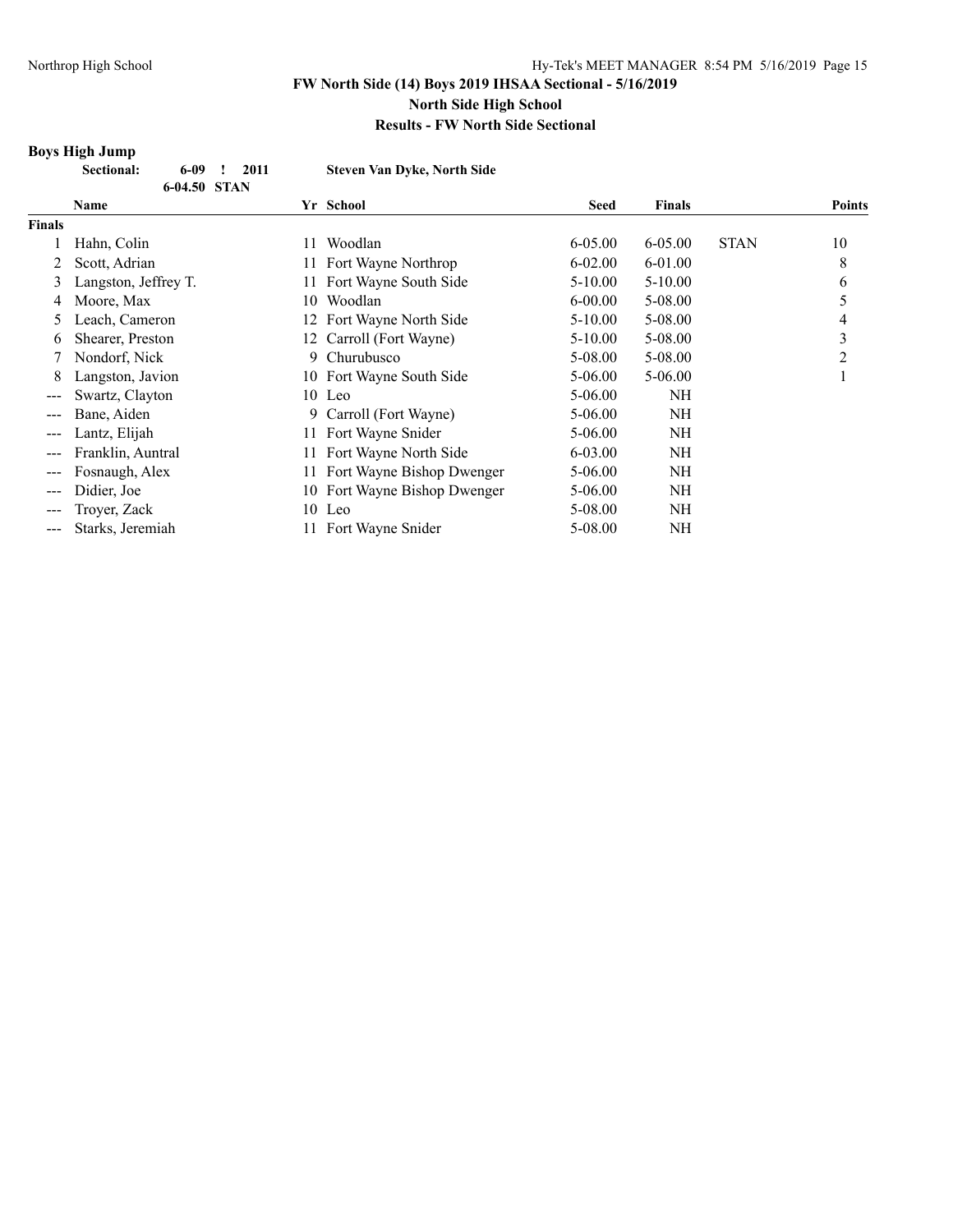# FW North Side (14) Boys 2019 IHSAA Sectional - 5/16/2019

## North Side High School

## Results - FW North Side Sectional

### Boys High Jump

**Sectional: 6-09 ! 2011 Steven Van Dyke, North Side**
**6-04.50 STAN**

| | Name | Yr | School | Seed | Finals | | Points |
|---|---|---|---|---|---|---|---|
| **Finals** | | | | | | | |
| 1 | Hahn, Colin | 11 | Woodlan | 6-05.00 | 6-05.00 | STAN | 10 |
| 2 | Scott, Adrian | 11 | Fort Wayne Northrop | 6-02.00 | 6-01.00 | | 8 |
| 3 | Langston, Jeffrey T. | 11 | Fort Wayne South Side | 5-10.00 | 5-10.00 | | 6 |
| 4 | Moore, Max | 10 | Woodlan | 6-00.00 | 5-08.00 | | 5 |
| 5 | Leach, Cameron | 12 | Fort Wayne North Side | 5-10.00 | 5-08.00 | | 4 |
| 6 | Shearer, Preston | 12 | Carroll (Fort Wayne) | 5-10.00 | 5-08.00 | | 3 |
| 7 | Nondorf, Nick | 9 | Churubusco | 5-08.00 | 5-08.00 | | 2 |
| 8 | Langston, Javion | 10 | Fort Wayne South Side | 5-06.00 | 5-06.00 | | 1 |
| --- | Swartz, Clayton | 10 | Leo | 5-06.00 | NH | | |
| --- | Bane, Aiden | 9 | Carroll (Fort Wayne) | 5-06.00 | NH | | |
| --- | Lantz, Elijah | 11 | Fort Wayne Snider | 5-06.00 | NH | | |
| --- | Franklin, Auntral | 11 | Fort Wayne North Side | 6-03.00 | NH | | |
| --- | Fosnaugh, Alex | 11 | Fort Wayne Bishop Dwenger | 5-06.00 | NH | | |
| --- | Didier, Joe | 10 | Fort Wayne Bishop Dwenger | 5-06.00 | NH | | |
| --- | Troyer, Zack | 10 | Leo | 5-08.00 | NH | | |
| --- | Starks, Jeremiah | 11 | Fort Wayne Snider | 5-08.00 | NH | | |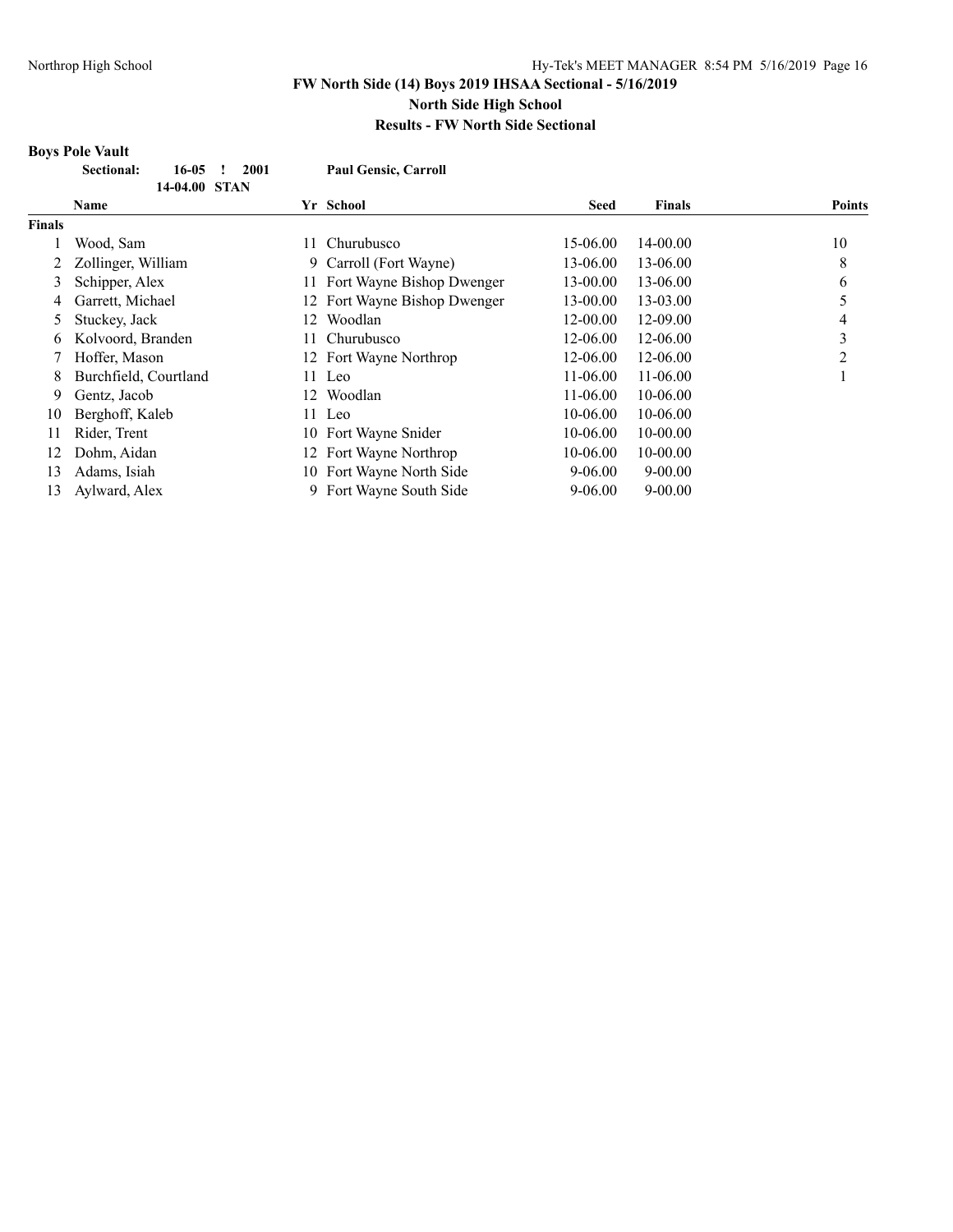**FW North Side (14) Boys 2019 IHSAA Sectional - 5/16/2019**
**North Side High School**
**Results - FW North Side Sectional**

### Boys Pole Vault

**Sectional:** 16-05 ! 2001 **Paul Gensic, Carroll**
14-04.00 STAN

| | Name | Yr | School | Seed | Finals | Points |
|---|---|---|---|---|---|---|
| **Finals** | | | | | | |
| 1 | Wood, Sam | 11 | Churubusco | 15-06.00 | 14-00.00 | 10 |
| 2 | Zollinger, William | 9 | Carroll (Fort Wayne) | 13-06.00 | 13-06.00 | 8 |
| 3 | Schipper, Alex | 11 | Fort Wayne Bishop Dwenger | 13-00.00 | 13-06.00 | 6 |
| 4 | Garrett, Michael | 12 | Fort Wayne Bishop Dwenger | 13-00.00 | 13-03.00 | 5 |
| 5 | Stuckey, Jack | 12 | Woodlan | 12-00.00 | 12-09.00 | 4 |
| 6 | Kolvoord, Branden | 11 | Churubusco | 12-06.00 | 12-06.00 | 3 |
| 7 | Hoffer, Mason | 12 | Fort Wayne Northrop | 12-06.00 | 12-06.00 | 2 |
| 8 | Burchfield, Courtland | 11 | Leo | 11-06.00 | 11-06.00 | 1 |
| 9 | Gentz, Jacob | 12 | Woodlan | 11-06.00 | 10-06.00 | |
| 10 | Berghoff, Kaleb | 11 | Leo | 10-06.00 | 10-06.00 | |
| 11 | Rider, Trent | 10 | Fort Wayne Snider | 10-06.00 | 10-00.00 | |
| 12 | Dohm, Aidan | 12 | Fort Wayne Northrop | 10-06.00 | 10-00.00 | |
| 13 | Adams, Isiah | 10 | Fort Wayne North Side | 9-06.00 | 9-00.00 | |
| 13 | Aylward, Alex | 9 | Fort Wayne South Side | 9-06.00 | 9-00.00 | |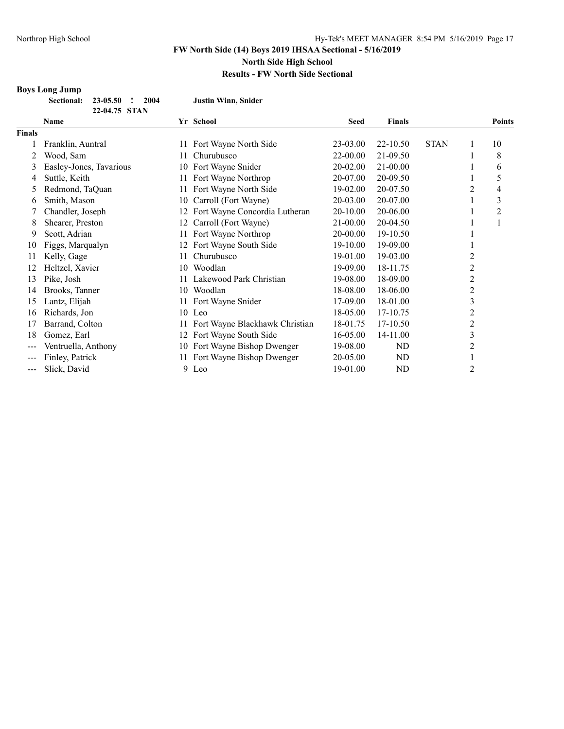FW North Side (14) Boys 2019 IHSAA Sectional - 5/16/2019
North Side High School
Results - FW North Side Sectional

## Boys Long Jump

**Sectional:** 23-05.50 ! 2004 **Justin Winn, Snider**
22-04.75 STAN

| | Name | Yr | School | Seed | Finals | | | Points |
|---|---|---|---|---|---|---|---|---|
| **Finals** | | | | | | | | |
| 1 | Franklin, Auntral | 11 | Fort Wayne North Side | 23-03.00 | 22-10.50 | STAN | 1 | 10 |
| 2 | Wood, Sam | 11 | Churubusco | 22-00.00 | 21-09.50 | | 1 | 8 |
| 3 | Easley-Jones, Tavarious | 10 | Fort Wayne Snider | 20-02.00 | 21-00.00 | | 1 | 6 |
| 4 | Suttle, Keith | 11 | Fort Wayne Northrop | 20-07.00 | 20-09.50 | | 1 | 5 |
| 5 | Redmond, TaQuan | 11 | Fort Wayne North Side | 19-02.00 | 20-07.50 | | 2 | 4 |
| 6 | Smith, Mason | 10 | Carroll (Fort Wayne) | 20-03.00 | 20-07.00 | | 1 | 3 |
| 7 | Chandler, Joseph | 12 | Fort Wayne Concordia Lutheran | 20-10.00 | 20-06.00 | | 1 | 2 |
| 8 | Shearer, Preston | 12 | Carroll (Fort Wayne) | 21-00.00 | 20-04.50 | | 1 | 1 |
| 9 | Scott, Adrian | 11 | Fort Wayne Northrop | 20-00.00 | 19-10.50 | | 1 | |
| 10 | Figgs, Marqualyn | 12 | Fort Wayne South Side | 19-10.00 | 19-09.00 | | 1 | |
| 11 | Kelly, Gage | 11 | Churubusco | 19-01.00 | 19-03.00 | | 2 | |
| 12 | Heltzel, Xavier | 10 | Woodlan | 19-09.00 | 18-11.75 | | 2 | |
| 13 | Pike, Josh | 11 | Lakewood Park Christian | 19-08.00 | 18-09.00 | | 2 | |
| 14 | Brooks, Tanner | 10 | Woodlan | 18-08.00 | 18-06.00 | | 2 | |
| 15 | Lantz, Elijah | 11 | Fort Wayne Snider | 17-09.00 | 18-01.00 | | 3 | |
| 16 | Richards, Jon | 10 | Leo | 18-05.00 | 17-10.75 | | 2 | |
| 17 | Barrand, Colton | 11 | Fort Wayne Blackhawk Christian | 18-01.75 | 17-10.50 | | 2 | |
| 18 | Gomez, Earl | 12 | Fort Wayne South Side | 16-05.00 | 14-11.00 | | 3 | |
| --- | Ventruella, Anthony | 10 | Fort Wayne Bishop Dwenger | 19-08.00 | ND | | 2 | |
| --- | Finley, Patrick | 11 | Fort Wayne Bishop Dwenger | 20-05.00 | ND | | 1 | |
| --- | Slick, David | 9 | Leo | 19-01.00 | ND | | 2 | |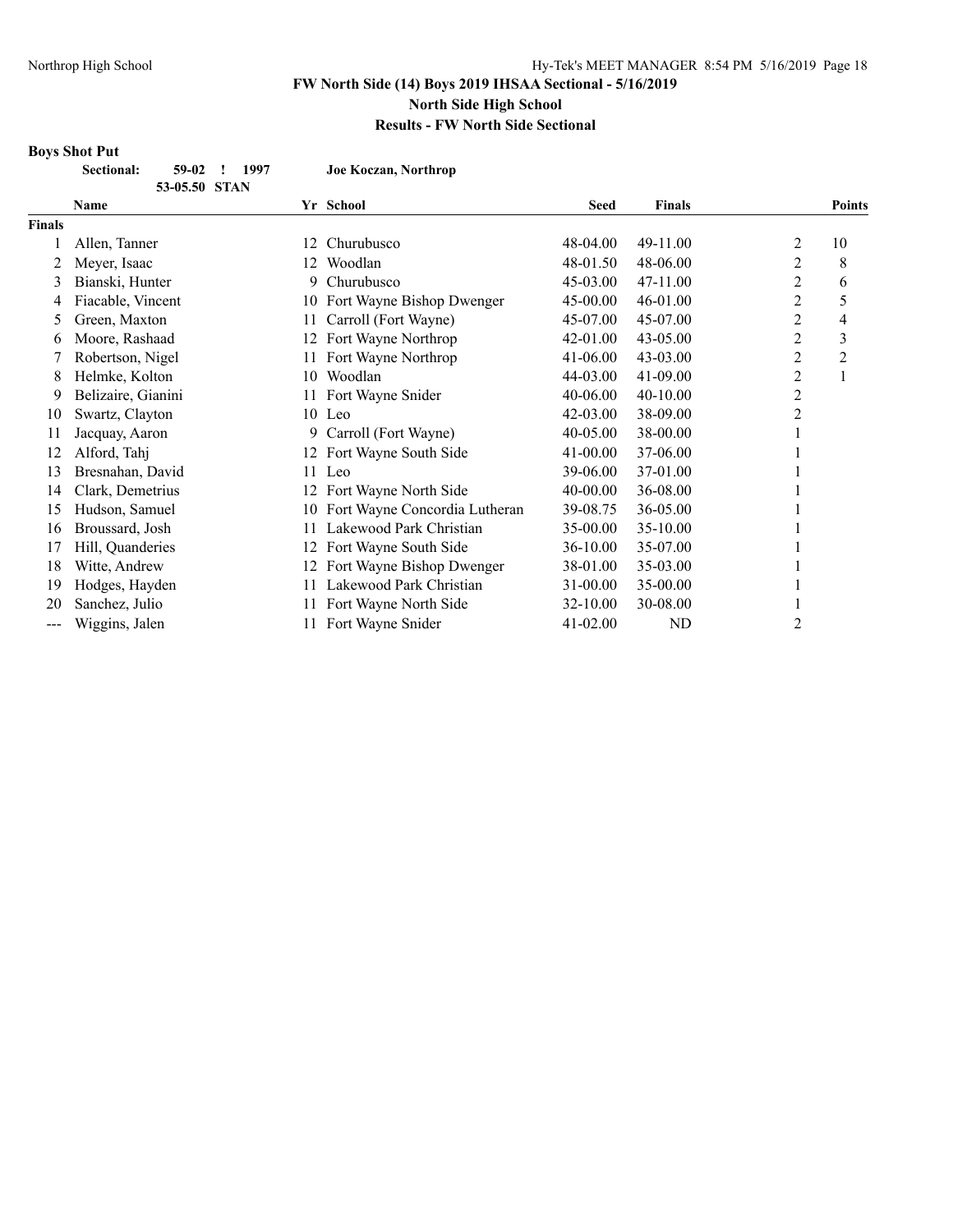# FW North Side (14) Boys 2019 IHSAA Sectional - 5/16/2019

## North Side High School

## Results - FW North Side Sectional

### Boys Shot Put

**Sectional:** 59-02 ! 1997 **Joe Koczan, Northrop**

53-05.50 STAN

| | Name | Yr | School | Seed | Finals | | Points |
|---|---|---|---|---|---|---|---|
| **Finals** | | | | | | | |
| 1 | Allen, Tanner | 12 | Churubusco | 48-04.00 | 49-11.00 | 2 | 10 |
| 2 | Meyer, Isaac | 12 | Woodlan | 48-01.50 | 48-06.00 | 2 | 8 |
| 3 | Bianski, Hunter | 9 | Churubusco | 45-03.00 | 47-11.00 | 2 | 6 |
| 4 | Fiacable, Vincent | 10 | Fort Wayne Bishop Dwenger | 45-00.00 | 46-01.00 | 2 | 5 |
| 5 | Green, Maxton | 11 | Carroll (Fort Wayne) | 45-07.00 | 45-07.00 | 2 | 4 |
| 6 | Moore, Rashaad | 12 | Fort Wayne Northrop | 42-01.00 | 43-05.00 | 2 | 3 |
| 7 | Robertson, Nigel | 11 | Fort Wayne Northrop | 41-06.00 | 43-03.00 | 2 | 2 |
| 8 | Helmke, Kolton | 10 | Woodlan | 44-03.00 | 41-09.00 | 2 | 1 |
| 9 | Belizaire, Gianini | 11 | Fort Wayne Snider | 40-06.00 | 40-10.00 | 2 | |
| 10 | Swartz, Clayton | 10 | Leo | 42-03.00 | 38-09.00 | 2 | |
| 11 | Jacquay, Aaron | 9 | Carroll (Fort Wayne) | 40-05.00 | 38-00.00 | 1 | |
| 12 | Alford, Tahj | 12 | Fort Wayne South Side | 41-00.00 | 37-06.00 | 1 | |
| 13 | Bresnahan, David | 11 | Leo | 39-06.00 | 37-01.00 | 1 | |
| 14 | Clark, Demetrius | 12 | Fort Wayne North Side | 40-00.00 | 36-08.00 | 1 | |
| 15 | Hudson, Samuel | 10 | Fort Wayne Concordia Lutheran | 39-08.75 | 36-05.00 | 1 | |
| 16 | Broussard, Josh | 11 | Lakewood Park Christian | 35-00.00 | 35-10.00 | 1 | |
| 17 | Hill, Quanderies | 12 | Fort Wayne South Side | 36-10.00 | 35-07.00 | 1 | |
| 18 | Witte, Andrew | 12 | Fort Wayne Bishop Dwenger | 38-01.00 | 35-03.00 | 1 | |
| 19 | Hodges, Hayden | 11 | Lakewood Park Christian | 31-00.00 | 35-00.00 | 1 | |
| 20 | Sanchez, Julio | 11 | Fort Wayne North Side | 32-10.00 | 30-08.00 | 1 | |
| --- | Wiggins, Jalen | 11 | Fort Wayne Snider | 41-02.00 | ND | 2 | |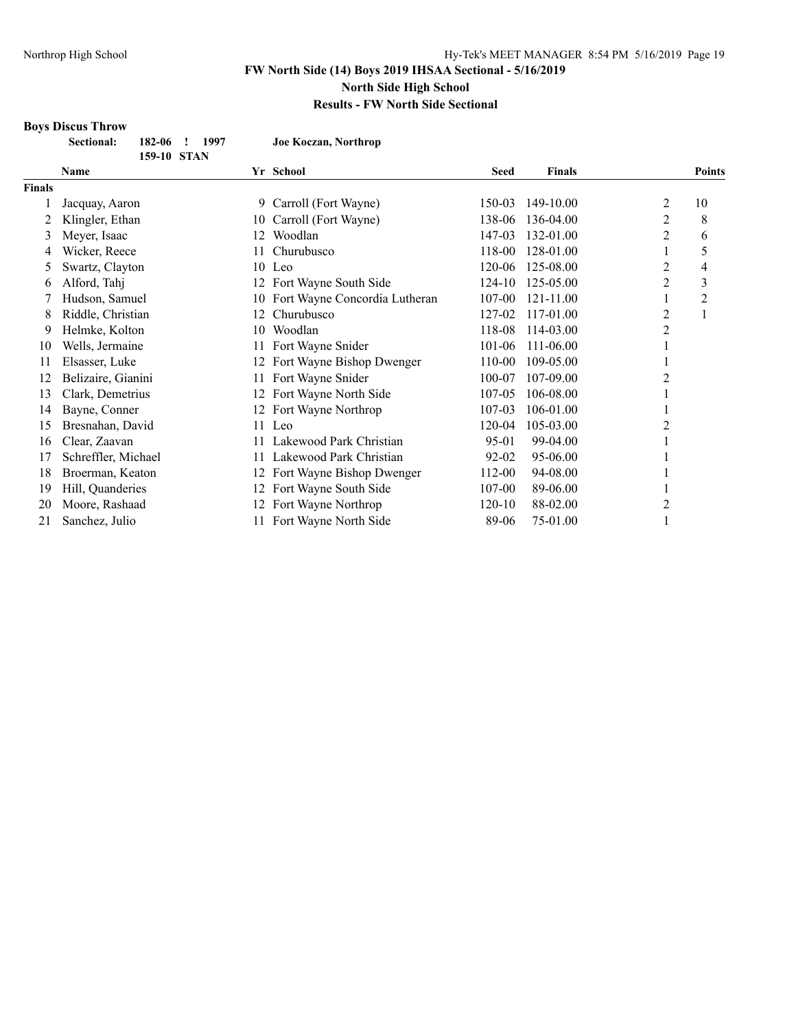## FW North Side (14) Boys 2019 IHSAA Sectional - 5/16/2019

### North Side High School

### Results - FW North Side Sectional

**Boys Discus Throw**

**Sectional:** **182-06 ! 1997** **Joe Koczan, Northrop**
**159-10 STAN**

| | Name | Yr | School | Seed | Finals | | Points |
|---|---|---|---|---|---|---|---|
| **Finals** | | | | | | | |
| 1 | Jacquay, Aaron | 9 | Carroll (Fort Wayne) | 150-03 | 149-10.00 | 2 | 10 |
| 2 | Klingler, Ethan | 10 | Carroll (Fort Wayne) | 138-06 | 136-04.00 | 2 | 8 |
| 3 | Meyer, Isaac | 12 | Woodlan | 147-03 | 132-01.00 | 2 | 6 |
| 4 | Wicker, Reece | 11 | Churubusco | 118-00 | 128-01.00 | 1 | 5 |
| 5 | Swartz, Clayton | 10 | Leo | 120-06 | 125-08.00 | 2 | 4 |
| 6 | Alford, Tahj | 12 | Fort Wayne South Side | 124-10 | 125-05.00 | 2 | 3 |
| 7 | Hudson, Samuel | 10 | Fort Wayne Concordia Lutheran | 107-00 | 121-11.00 | 1 | 2 |
| 8 | Riddle, Christian | 12 | Churubusco | 127-02 | 117-01.00 | 2 | 1 |
| 9 | Helmke, Kolton | 10 | Woodlan | 118-08 | 114-03.00 | 2 | |
| 10 | Wells, Jermaine | 11 | Fort Wayne Snider | 101-06 | 111-06.00 | 1 | |
| 11 | Elsasser, Luke | 12 | Fort Wayne Bishop Dwenger | 110-00 | 109-05.00 | 1 | |
| 12 | Belizaire, Gianini | 11 | Fort Wayne Snider | 100-07 | 107-09.00 | 2 | |
| 13 | Clark, Demetrius | 12 | Fort Wayne North Side | 107-05 | 106-08.00 | 1 | |
| 14 | Bayne, Conner | 12 | Fort Wayne Northrop | 107-03 | 106-01.00 | 1 | |
| 15 | Bresnahan, David | 11 | Leo | 120-04 | 105-03.00 | 2 | |
| 16 | Clear, Zaavan | 11 | Lakewood Park Christian | 95-01 | 99-04.00 | 1 | |
| 17 | Schreffler, Michael | 11 | Lakewood Park Christian | 92-02 | 95-06.00 | 1 | |
| 18 | Broerman, Keaton | 12 | Fort Wayne Bishop Dwenger | 112-00 | 94-08.00 | 1 | |
| 19 | Hill, Quanderies | 12 | Fort Wayne South Side | 107-00 | 89-06.00 | 1 | |
| 20 | Moore, Rashaad | 12 | Fort Wayne Northrop | 120-10 | 88-02.00 | 2 | |
| 21 | Sanchez, Julio | 11 | Fort Wayne North Side | 89-06 | 75-01.00 | 1 | |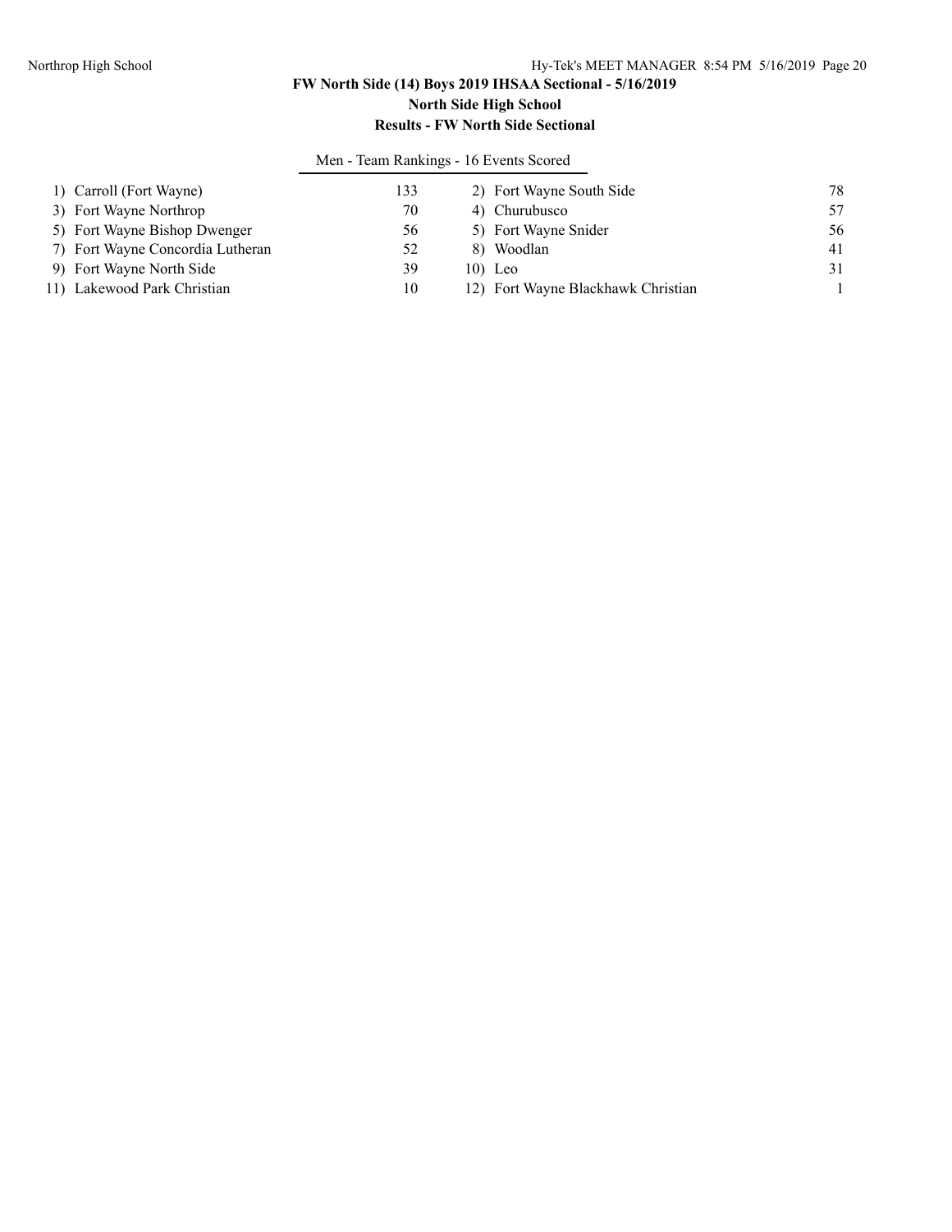## FW North Side (14) Boys 2019 IHSAA Sectional - 5/16/2019

### North Side High School

### Results - FW North Side Sectional

Men - Team Rankings - 16 Events Scored

| | | | |
|---|---|---|---|
| 1) Carroll (Fort Wayne) | 133 | 2) Fort Wayne South Side | 78 |
| 3) Fort Wayne Northrop | 70 | 4) Churubusco | 57 |
| 5) Fort Wayne Bishop Dwenger | 56 | 5) Fort Wayne Snider | 56 |
| 7) Fort Wayne Concordia Lutheran | 52 | 8) Woodlan | 41 |
| 9) Fort Wayne North Side | 39 | 10) Leo | 31 |
| 11) Lakewood Park Christian | 10 | 12) Fort Wayne Blackhawk Christian | 1 |